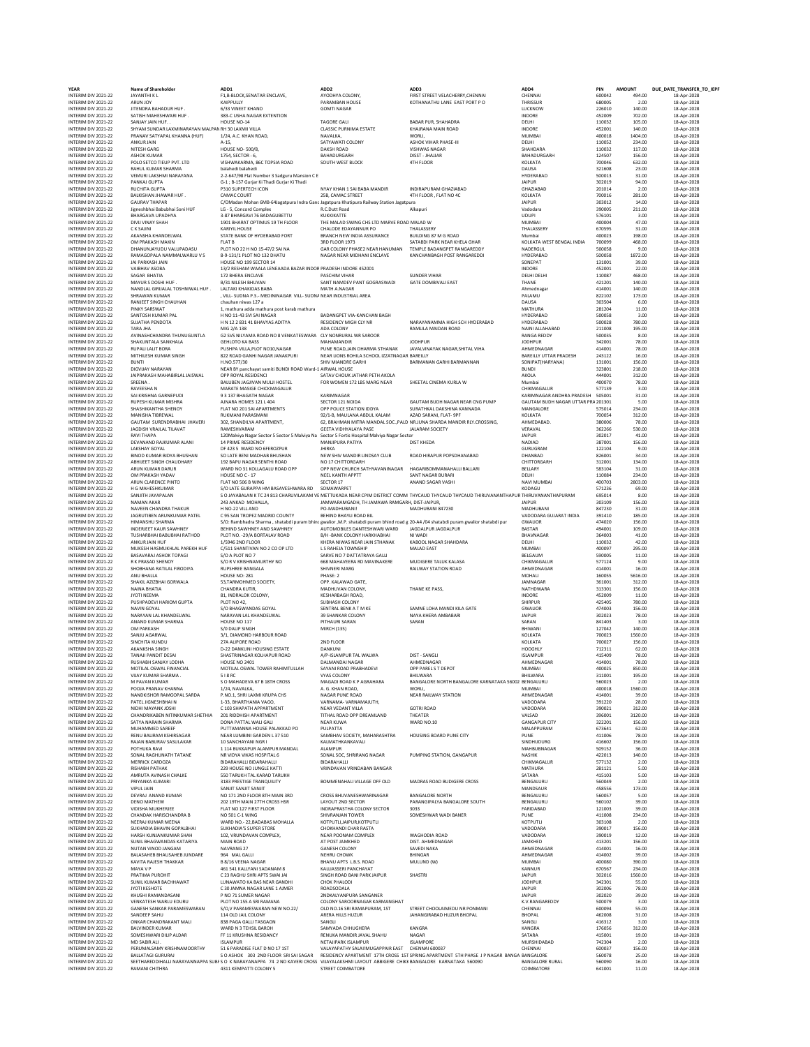| YEAR | Name of Shareholder | ADD1 | ADD2 | ADD3 | ADD4 | PIN | AMOUNT | DUE_DATE_TRANSFER_TO_IEPF |
|---|---|---|---|---|---|---|---|---|
| INTERIM DIV 2021-22 | JAYANTHI K L | F1,B-BLOCK,SENATAR ENCLAVE, | AYODHYA COLONY, | FIRST STREET VELACHERRY,CHENNAI | CHENNAI | 600042 | 494.00 | 18-Apr-2028 |
| INTERIM DIV 2021-22 | ARUN JOY | KAIPPULLY | PARAMBAN HOUSE | KOTHANATHU LANE EAST PORT P O | THRISSUR | 680005 | 2.00 | 18-Apr-2028 |
| INTERIM DIV 2021-22 | JITENDRA BAHADUR HUF . | 6/33 VINEET KHAND | GOMTI NAGAR | | LUCKNOW | 226010 | 140.00 | 18-Apr-2028 |
| INTERIM DIV 2021-22 | SATISH MAHESHWARI HUF . | 383-C USHA NAGAR EXTENTION | | | INDORE | 452009 | 702.00 | 18-Apr-2028 |
| INTERIM DIV 2021-22 | SANJAY JAIN HUF. . | HOUSE NO-14 | TAGORE GALI | BABAR PUR, SHAHADRA | DELHI | 110032 | 105.00 | 18-Apr-2028 |
| INTERIM DIV 2021-22 | SHYAM SUNDAR LAXMINARAYAN MALPANI | RH 30 LAXMII VILLA | CLASSIC PURNIMA ESTATE | KHAJRANA MAIN ROAD | INDORE | 452001 | 140.00 | 18-Apr-2028 |
| INTERIM DIV 2021-22 | PRANAV SATYAPAL KHANNA (HUF) | 1/24, A.C. KHAN ROAD, | NAVALKA, | WORLI, | MUMBAI | 400018 | 1404.00 | 18-Apr-2028 |
| INTERIM DIV 2021-22 | ANKUR JAIN | A-15, | SATYAWATI COLONY | ASHOK VIHAR PHASE-III | DELHI | 110052 | 234.00 | 18-Apr-2028 |
| INTERIM DIV 2021-22 | NITESH GARG | HOUSE NO- 500/8, | DAKSH ROAD | VISHWAS NAGAR | SHAHDARA | 110032 | 117.00 | 18-Apr-2028 |
| INTERIM DIV 2021-22 | ASHOK KUMAR | 1754, SECTOR - 6, | BAHADURGARH | DISTT - JHAJJAR | BAHADURGARH | 124507 | 156.00 | 18-Apr-2028 |
| INTERIM DIV 2021-22 | POLO SETCO TIEUP PVT. LTD | VISHWAKARMA, 86C TOPSIA ROAD | SOUTH WEST BLOCK | 4TH FLOOR | KOLKATA | 700046 | 632.00 | 18-Apr-2028 |
| INTERIM DIV 2021-22 | RAHUL KUMAR SHARMA | balahedi balahedi | | | DAUSA | 321608 | 23.00 | 18-Apr-2028 |
| INTERIM DIV 2021-22 | VEMURI LAKSHMI NARAYANA | 2-2-647/98 Flat Number 3 Sadguru Mansion C E | | | HYDERABAD | 500013 | 31.00 | 18-Apr-2028 |
| INTERIM DIV 2021-22 | PANKAJ GUPTA | G-1 ; B-157 Gurjar Ki Thadi Gurjar Ki Thadi | | | JAIPUR | 302019 | 94.00 | 18-Apr-2028 |
| INTERIM DIV 2021-22 | RUCHITA GUPTA | P310 SUPERTECH ICON | NYAY KHAN 1 SAI BABA MANDIR | INDIRAPURAM GHAZIABAD | GHAZIABAD | 201014 | 2.00 | 18-Apr-2028 |
| INTERIM DIV 2021-22 | BALKISHAN JHAWAR HUF . | CAMAC COURT | 25B, CAMAC STREET | 4TH FLOOR , FLAT NO 4C | KOLKATA | 700016 | 281.00 | 18-Apr-2028 |
| INTERIM DIV 2021-22 | GAURAV THAPAR | C/OMadan Mohan 6MB-64Jagatpura Indra Gandhi | Jagatpura Khatipura Railway Station Jagatpura | | JAIPUR | 303012 | 14.00 | 18-Apr-2028 |
| INTERIM DIV 2021-22 | Jigneshbhai Babubhai Soni HUF | LG - 5, Concord Complex | R.C.Dutt Road | Alkapuri | Vadodara | 390005 | 211.00 | 18-Apr-2028 |
| INTERIM DIV 2021-22 | BHARGAVA UPADHYA | 3-87 BHARGAVI 76 BADAGUBETTU | KUKKIKATTE | | UDUPI | 576101 | 3.00 | 18-Apr-2028 |
| INTERIM DIV 2021-22 | DIVIJ VINAY SHAH | 1901 BHARAT OPTIMUS 19 TH FLOOR | THE MALAD SWING CHS LTD MARVE ROAD MALAD W | | MUMBAI | 400064 | 47.00 | 18-Apr-2028 |
| INTERIM DIV 2021-22 | C K SAJINI | KARIYIL HOUSE | CHALODE EDAYANNUR PO | THALASSERY | THALASSERY | 670595 | 31.00 | 18-Apr-2028 |
| INTERIM DIV 2021-22 | AKANSHA KHANDELWAL | STATE BANK OF HYDERABAD FORT | BRANCH NEW INDIA ASSURANCE | BUILDING 87 M G ROAD | Mumbai | 400023 | 198.00 | 18-Apr-2028 |
| INTERIM DIV 2021-22 | OM PRAKASH MAKIN | FLAT B | 3RD FLOOR 1973 | SATABDI PARK NEAR KHELA GHAR | KOLKATA WEST BENGAL INDIA | 700099 | 468.00 | 18-Apr-2028 |
| INTERIM DIV 2021-22 | DHANUNJAYUDU VALUPADASU | PLOT NO 22 H NO 15-47/2 SAI NA | GAR COLONY PHASE2 NEAR HANUMAN | TEMPLE BADANGPET RANGAREDDY | NADERGUL | 500058 | 9.00 | 18-Apr-2028 |
| INTERIM DIV 2021-22 | RAMAGOPALA NAMMALWARLU V S | 8-9-131/1 PLOT NO 132 DHATU | NAGAR NEAR MIDHANI ENCLAVE | KANCHANBAGH POST RANGAREDDI | HYDERABAD | 500058 | 1872.00 | 18-Apr-2028 |
| INTERIM DIV 2021-22 | JAI PARKASH JAIN | HOUSE NO 199 SECTOR 14 | | | SONEPAT | 131001 | 39.00 | 18-Apr-2028 |
| INTERIM DIV 2021-22 | VAIBHAV ASOBA | 13/2 RESHAM WAALA LENEAADA BAZAR INDORE | MADHYA PRADESH INDORE 452001 | | INDORE | 452001 | 22.00 | 18-Apr-2028 |
| INTERIM DIV 2021-22 | SAGAR BHATIA | 172 BHERA ENCLAVE | PASCHIM VIHAR | SUNDER VIHAR | DELHI DELHI | 110087 | 468.00 | 18-Apr-2028 |
| INTERIM DIV 2021-22 | MAYUR S DOSHI HUF . | B/31 NILESH BHUVAN | SANT NAMDEV PANT GOGRASWADI | GATE DOMBIVALI EAST | THANE | 421201 | 140.00 | 18-Apr-2028 |
| INTERIM DIV 2021-22 | NANDLAL GIRIJALAL TOSHNIWAL HUF . | LALTAKI KHAKIDAS BABA | MATH A.NAGAR | | Ahmednagar | 414001 | 140.00 | 18-Apr-2028 |
| INTERIM DIV 2021-22 | SHRAWAN KUMAR | , VILL- SUDNA P.S.- MEDININAGAR VILL- SUDNA | NEAR INDUSTRIAL AREA | | PALAMU | 822102 | 173.00 | 18-Apr-2028 |
| INTERIM DIV 2021-22 | RANJEET SINGH CHAUHAN | chauhan niwas 127 a | | | DAUSA | 303504 | 6.00 | 18-Apr-2028 |
| INTERIM DIV 2021-22 | PINKY SARSWAT | 1, mathura adda mathura post karab mathura | | | MATHURA | 281204 | 11.00 | 18-Apr-2028 |
| INTERIM DIV 2021-22 | SANTOSH KUMAR PAL | H NO 11-43 SVI SAI NAGAR | BADANGPET VIA-KANCHAN BAGH | | HYDERABAD | 500058 | 3.00 | 18-Apr-2028 |
| INTERIM DIV 2021-22 | SUJATHA PENDOTA | H N 12 2 831 41 BHAVYAS ADITYA | RESIDENCY MIGH CLY NR | NARAYANAMMA HIGH SCH HYDERABAD | HYDERABAD | 500028 | 780.00 | 18-Apr-2028 |
| INTERIM DIV 2021-22 | TARA JHA | MIG 2/A 138 | ADA COLONY | RAMULA MAIDAN ROAD | NAINI ALLAHABAD | 211008 | 195.00 | 18-Apr-2028 |
| INTERIM DIV 2021-22 | AVINASHCHANDRA THUNUGUNTLA | G2 SVS NILYAMA ROAD NO 8 VENKATESWARA | CLY NONRURAL WR SAROOR | | RANGA REDDY | 500035 | 8.00 | 18-Apr-2028 |
| INTERIM DIV 2021-22 | SHAKUNTALA SANKHALA | GEHLOTO KA BASS | MAHAMANDIR | JODHPUR | JODHPUR | 342001 | 78.00 | 18-Apr-2028 |
| INTERIM DIV 2021-22 | RUPALI LALIT BORA | PUSHPA VILLA,PLOT NO10,NAGAR | PUNE ROAD,JAIN DHARMA STHANAK | JAVALVINAYAK NAGAR,SHITAL VIHA | AHMEDNAGAR | 414001 | 78.00 | 18-Apr-2028 |
| INTERIM DIV 2021-22 | MITHILESH KUMAR SINGH | 822 ROAD GANHI NAGAR JANAKPURI | NEAR LIONS ROHILA SCHOOL IZZATNAGAR BAREILLY | | BAREILLY UTTAR PRADESH | 243122 | 16.00 | 18-Apr-2028 |
| INTERIM DIV 2021-22 | BUNTI | H.NO.577/30 | SHIV MIANDRE GARHI | BARMANAN GARHI BARMANNAN | SONIPAT(HARYANA) | 131001 | 156.00 | 18-Apr-2028 |
| INTERIM DIV 2021-22 | DIGVIJAY NARAYAN | NEAR BY panchayat samiti BUNDI ROAD Ward-1 | AIRWAL HOUSE | | BUNDI | 323801 | 218.00 | 18-Apr-2028 |
| INTERIM DIV 2021-22 | JAIPRAKASH MAHABIRLAL JAISWAL | OPP ROYAL RESIDENCI | SATAV CHOUK JATHAR PETH AKOLA | | AKOLA | 444001 | 312.00 | 18-Apr-2028 |
| INTERIM DIV 2021-22 | SREENA . | BALUBEN JAGJIVAN MULJI HOSTEL | FOR WOMEN 172 LBS MARG NEAR | SHEETAL CINEMA KURLA W | Mumbai | 400070 | 78.00 | 18-Apr-2028 |
| INTERIM DIV 2021-22 | RAVEESHA N | MARATE MASIGE CHICKMAGALUR | | | CHIKMAGALUR | 577139 | 3.00 | 18-Apr-2028 |
| INTERIM DIV 2021-22 | SAI KRISHNA GARNEPUDI | 9 3 137 BHAGATH NAGAR | KARIMNAGAR | | KARIMNAGAR ANDHRA PRADESH | 505001 | 31.00 | 18-Apr-2028 |
| INTERIM DIV 2021-22 | RUPESH KUMAR MISHRA | AJNARA HOMES 121 L 404 | SECTOR 121 NOIDA | GAUTAM BUDH NAGAR NEAR CNG PUMP | GAUTAM BUDH NAGAR UTTAR PRADESH | 201301 | 5.00 | 18-Apr-2028 |
| INTERIM DIV 2021-22 | SHASHIKANTHA SHENOY | FLAT NO 201 SAI APARTMENTS | OPP POLICE STATION IDDYA | SURATHKAL DAKSHINA KANNADA | MANGALORE | 575014 | 234.00 | 18-Apr-2028 |
| INTERIM DIV 2021-22 | MANISHA TIBREWAL | RUKMANI PARASMANI | 92/1-B, MAULANA ABDUL KALAM | AZAD SARANI, FLAT- 9PF | KOLKATA | 700054 | 312.00 | 18-Apr-2028 |
| INTERIM DIV 2021-22 | GAUTAM SURENDRABHAI JHAVERI | 302, SHANDILYA APARTMENT, | 62, BRAHMAN MITRA MANDAL SOC.,PALDI | NR.JUNA SHARDA MANDIR RLY.CROSSING, | AHMEDABAD. | 380006 | 78.00 | 18-Apr-2028 |
| INTERIM DIV 2021-22 | JAGDISH VRAJLAL TILAVAT | RAMESHVARAM | GEETA VIDHYALAYA PASE | JALARAM SOCIETY | VERAVAL | 362266 | 530.00 | 18-Apr-2028 |
| INTERIM DIV 2021-22 | RAVI THAPA | 120Malviya Nagar Sector 5 Sector 5 Malviya Nagar | Sector 5 Fortis Hospital Malviya Nagar Sector | | JAIPUR | 302017 | 41.00 | 18-Apr-2028 |
| INTERIM DIV 2021-22 | DEVANAND RAJKUMAR ALANI | 14 PRIME RESIDENCY | MANJIPURA PATIYA | DIST KHEDA | NADIAD | 387001 | 156.00 | 18-Apr-2028 |
| INTERIM DIV 2021-22 | LAKSHAY GOYAL | DF 423 S WARD NO 6FEROZPUR | JHIRKA | | GURUGRAM | 122104 | 9.00 | 18-Apr-2028 |
| INTERIM DIV 2021-22 | BINOD KUMAR BIDYA BHUSHAN | SO LATE BENI MADHAB BHUSHAN | NEW SHIV MANDIR LINDSAY CLUB | ROAD HIRAPUR POPSDHANABAD | DHANBAD | 826001 | 34.00 | 18-Apr-2028 |
| INTERIM DIV 2021-22 | ABHIJEET SINGH CHAUDHARY | 192 BAPU NAGAR SENTHI ROAD | NO 17 CHITTORGARH | | CHITTORGARH | 312001 | 134.00 | 18-Apr-2028 |
| INTERIM DIV 2021-22 | ARUN KUMAR DARUR | WARD NO 31 KOLLAGALU ROAD OPP | OPP NEW CHURCH SATHYAVANINAGAR | HAGARIBOMMANAHALLI BALLARI | BELLARY | 583104 | 31.00 | 18-Apr-2028 |
| INTERIM DIV 2021-22 | OM PRAKASH YADAV | HOUSE NO C - 17 | NEEL KANTH APPTT | SANT NAGAR BURARI | DELHI | 110084 | 234.00 | 18-Apr-2028 |
| INTERIM DIV 2021-22 | ARUN CLARENCE PINTO | FLAT NO 506 B WING | SECTOR 17 | ANAND SAGAR VASHI | NAVI MUMBAI | 400703 | 2803.00 | 18-Apr-2028 |
| INTERIM DIV 2021-22 | H G MAHESHKUMAR | S/O LATE GURAPPA HM BASAVESHWARA RD | SOMAWARPET | | KODAGU | 571236 | 69.00 | 18-Apr-2028 |
| INTERIM DIV 2021-22 | SANJITH JAYAPALAN | S O JAYABALAN K TC 24 813 CHARUVILAKAM VEETTIL | MUKADA NEAR CPIM DISTRICT COMMITTEE OFFICE | THYCAUD THYCAUD THYCAUD THIRUVANANTHAPURAM | THIRUVANANTHAPURAM | 695014 | 8.00 | 18-Apr-2028 |
| INTERIM DIV 2021-22 | NAMAN AKAR | 243 ANKAD MOHALLA, | JAMWARAMGADH, TH JAMAWA RAMGARH, DIST-JAIPUR, | | JAIPUR | 303109 | 156.00 | 18-Apr-2028 |
| INTERIM DIV 2021-22 | NAVEEN CHANDRA THAKUR | H NO-22 VILL AND | PO-MADHUBANI! | MADHUBANI 847230 | MADHUBANI | 847230 | 31.00 | 18-Apr-2028 |
| INTERIM DIV 2021-22 | JAGRUTIBEN ARUNKUMAR PATEL | C 95 SAN TROPEZ MADRID COUNTY | BEHIND BHAYLI ROAD BIL | | VADODARA GUJARAT INDIA | 391410 | 185.00 | 18-Apr-2028 |
| INTERIM DIV 2021-22 | HIMANSHU SHARMA | S/O: Rambhadra Sharma , shatabdi puram bhind | gwalior ,M.P. shatabdi puram bhind road g | 20-A4 /04 shatabdi puram gwalior shatabdi pur | GWALIOR | 474020 | 156.00 | 18-Apr-2028 |
| INTERIM DIV 2021-22 | INDERJEET KAUR SAWHNEY | BEHIND SAWHNEY AND SAWHNEY | AUTOMOBILES DANTESHWARI WARD | JAGDALPUR JAGDALPUR | BASTAR | 494001 | 109.00 | 18-Apr-2028 |
| INTERIM DIV 2021-22 | TUSHARBHAI BABUBHAI RATHOD | PLOT NO. -29/A BORTALAV ROAD | B/H -BANK COLONY HARKHABHAI | NI WADI | BHAVNAGAR | 364003 | 41.00 | 18-Apr-2028 |
| INTERIM DIV 2021-22 | ANKUR JAIN HUF | 1/5946 2ND FLOOR | KHERA NIWAS NEAR JAIN STHANAK | KABOOL NAGAR SHAHDARA | DELHI | 110032 | 42.00 | 18-Apr-2028 |
| INTERIM DIV 2021-22 | MUKESH HASMUKHLAL PAREKH HUF | C/511 SHANTIVAN NO 2 CO OP LTD | L S RAHEJA TOWNSHIP | MALAD EAST | MUMBAI | 400097 | 295.00 | 18-Apr-2028 |
| INTERIM DIV 2021-22 | BASAVARAJ ASHOK TOPAGI | S/O A PLOT NO 7 | SARVE NO 7 DATTATRAYA GALLI | | BELGAUM | 590005 | 11.00 | 18-Apr-2028 |
| INTERIM DIV 2021-22 | R K PRASAD SHENOY | S/O R V KRISHNAMURTHY NO | 668 MAHAVEERA RD MAVINAKERE | MUDIGERE TALUK KALASA | CHIKMAGALUR | 577124 | 9.00 | 18-Apr-2028 |
| INTERIM DIV 2021-22 | SHOBHANA RATILAL FIRODIYA | RUPSHREE BANGALA | SHIVNERI MARG | RAILWAY STATION ROAD | AHMEDNAGAR | 414001 | 16.00 | 18-Apr-2028 |
| INTERIM DIV 2021-22 | ANU BHALLA | HOUSE NO: 281 | PHASE: 2 | | MOHALI | 160055 | 5616.00 | 18-Apr-2028 |
| INTERIM DIV 2021-22 | SHAKIL AZIZBHAI GORWALA | 53,TARMOHMED SOCIETY, | OPP. KALAWAD GATE, | | JAMNAGAR | 361001 | 312.00 | 18-Apr-2028 |
| INTERIM DIV 2021-22 | NAINA BHATIA | CHANDRA KUTIR, | MADHUVAN COLONY, | THANE KE PASS, | NATHDWARA | 313301 | 156.00 | 18-Apr-2028 |
| INTERIM DIV 2021-22 | JYOTI NEEMA | 81, INDRALOK COLONY, | KESHARBAGH ROAD, | | INDORE | 452009 | 11.00 | 18-Apr-2028 |
| INTERIM DIV 2021-22 | PUSHPADEVI HARIOM GUPTA | PLOT NO 42, | SUBHASH COLONY | | SHIRPUR | 425405 | 780.00 | 18-Apr-2028 |
| INTERIM DIV 2021-22 | NAVIN GOYAL | S/O BHAGWANDAS GOYAL | SENTRAL BENK A T M KE | SAMNE LOHA MANDI KILA GATE | GWALIOR | 474003 | 156.00 | 18-Apr-2028 |
| INTERIM DIV 2021-22 | NARAYAN LAL KHANDELWAL | NARAYAN LAL KHANDELWAL | 39 SHANKAR COLONY | NAYA KHERA AMBABARI | JAIPUR | 302023 | 78.00 | 18-Apr-2028 |
| INTERIM DIV 2021-22 | ANAND KUMAR SHARMA | HOUSE NO 117 | PITHAURI SARAN | SARAN | SARAN | 841403 | 3.00 | 18-Apr-2028 |
| INTERIM DIV 2021-22 | OM PARKASH | S/0 DALIP SINGH | MIRCH (135) | | BHIWANI | 127042 | 140.00 | 18-Apr-2028 |
| INTERIM DIV 2021-22 | SANJU AGARWAL | 3/1, DIAMOND HARBOUR ROAD | | | KOLKATA | 700023 | 1560.00 | 18-Apr-2028 |
| INTERIM DIV 2021-22 | SINCHITA KUNDU | 27A ALIPORE ROAD | 2ND FLOOR | | KOLKATA | 700027 | 156.00 | 18-Apr-2028 |
| INTERIM DIV 2021-22 | AKANKSHA SINGH | D-22 DANKUNI HOUSING ESTATE | DANKUNI | | HOOGHLY | 712311 | 62.00 | 18-Apr-2028 |
| INTERIM DIV 2021-22 | TANAJI PANDIT DESAI | SHASTRINAGAR KOLHAPUR ROAD | A/P-ISLAMPUR TAL WALWA | DIST - SANGLI | ISLAMPUR | 415409 | 78.00 | 18-Apr-2028 |
| INTERIM DIV 2021-22 | RUSHABH SANJAY LODHA | HOUSE NO 2401 | DALMANDAI NAGAR | AHMEDNAGAR | AHMEDNAGAR | 414001 | 78.00 | 18-Apr-2028 |
| INTERIM DIV 2021-22 | MOTILAL OSWAL FINANCIAL | MOTILAL OSWAL TOWER RAHIMTULLAH | SAYANI ROAD PRABHADEVI | OPP PAREL S T DEPOT | MUMBAI | 400025 | 850.00 | 18-Apr-2028 |
| INTERIM DIV 2021-22 | VIJAY KUMAR SHARMA . | 5 I 8 RC | VYAS COLONY | BHILWARA | BHILWARA | 311001 | 195.00 | 18-Apr-2028 |
| INTERIM DIV 2021-22 | M PAVAN KUMAR | S O MAHADEVA 67 B 18TH CROSS | MAGADI ROAD K P AGRAHARA | BANGALORE NORTH BANGALORE KARNATAKA 560023 | BENGALURU | 560023 | 2.00 | 18-Apr-2028 |
| INTERIM DIV 2021-22 | POOJA PRANAV KHANNA | 1/24, NAVALKA, | A. G. KHAN ROAD, | WORLI, | MUMBAI | 400018 | 1560.00 | 18-Apr-2028 |
| INTERIM DIV 2021-22 | NANDKISHOR RAMGOPAL SARDA | P.NO.1, SHRI LAXMI KRUPA CHS | NAGAR PUNE ROAD | NEAR RAILWAY STATION | AHMEDNAGAR | 414001 | 39.00 | 18-Apr-2028 |
| INTERIM DIV 2021-22 | PATEL JIGNESHBHAI N | 1-33, BHARTHANIA VAGO, | VARNAMA- VARNAMAJUTH, | | VADODARA | 391220 | 28.00 | 18-Apr-2028 |
| INTERIM DIV 2021-22 | NIDHI MAYANK JOSHI | C 103 SHAPATH APPARTMENT | NEAR VEDANT VILLA | GOTRI ROAD | VADODARA | 390021 | 312.00 | 18-Apr-2028 |
| INTERIM DIV 2021-22 | CHANDRIKABEN NITINKUMAR SHETHIA | 201 RIDDHISH APARTMENT | TITHAL ROAD OPP DREAMLAND | THEATER | VALSAD | 396001 | 3120.00 | 18-Apr-2028 |
| INTERIM DIV 2021-22 | SATYA NARAIN SHARMA | DONA PATTAL WALI GALI | NEAR KUWA | WARD NO.10 | GANGAPUR CITY | 322201 | 156.00 | 18-Apr-2028 |
| INTERIM DIV 2021-22 | MUHAMMED SAREEF | PUTTAMANNA HOUSE PALAKKAD PO | PULPATTA | | MALAPPURAM | 673641 | 62.00 | 18-Apr-2028 |
| INTERIM DIV 2021-22 | RENU BALIRAM KSHIRSAGAR | NEAR LUMBINI GARDEN L 37 510 | SAMBHAV SOCIETY, MAHARASHTRA | HOUSING BOARD PUNE CITY | PUNE | 411006 | 78.00 | 18-Apr-2028 |
| INTERIM DIV 2021-22 | RAJAN BABURAV SASULAKAR | 10 SANCHAYANI NGR I | KALMATHKANKAVALI | | SINDHUDURG | 416602 | 156.00 | 18-Apr-2028 |
| INTERIM DIV 2021-22 | POTHUKA RAVI | 1 114 BUKKAPUR ALAMPUR MANDAL | ALAMPUR | | MAHBUBNAGAR | 509152 | 36.00 | 18-Apr-2028 |
| INTERIM DIV 2021-22 | SONAL RAGHUNATH TATANE | NR VIDYA VIKAS HOSPITAL 6 | SONAL SOC, SHRIRANG NAGAR | PUMPING STATION, GANGAPUR | NASHIK | 422013 | 140.00 | 18-Apr-2028 |
| INTERIM DIV 2021-22 | MERRICK CARDOZA | BIDARAHALLI BIDARAHALLI | BIDARAHALLI | | CHIKMAGALUR | 577132 | 2.00 | 18-Apr-2028 |
| INTERIM DIV 2021-22 | RISHABH PATHAK | 229 HOUSE NO JUNGLE KATTI | VRINDAVAN VRINDABAN BANGAR | | MATHURA | 281121 | 5.00 | 18-Apr-2028 |
| INTERIM DIV 2021-22 | AMRUTA AVINASH CHALKE | 550 TARUKH TAL KARAD TARUKH | | | SATARA | 415103 | 5.00 | 18-Apr-2028 |
| INTERIM DIV 2021-22 | PRIYANKA KUMARI | 3183 PRESTIGE TRANQUILITY | BOMMENAHALLI VILLAGE OFF OLD | MADRAS ROAD BUDIGERE CROSS | BENGALURU | 560049 | 2.00 | 18-Apr-2028 |
| INTERIM DIV 2021-22 | VIPUL JAIN | SANJIT SANJIT SANJIT | | | MANDSAUR | 458556 | 173.00 | 18-Apr-2028 |
| INTERIM DIV 2021-22 | DEVRAJ ANAND KUMAR | NO 171 2ND FLOOR 8TH MAIN 3RD | CROSS BHUVANESHWARINAGAR | BANGALORE NORTH | BENGALURU | 560057 | 5.00 | 18-Apr-2028 |
| INTERIM DIV 2021-22 | DENO MATHEW | 202 19TH MAIN 27TH CROSS HSR | LAYOUT 2ND SECTOR | PARANGIPALYA BANGALORE SOUTH | BENGALURU | 560102 | 39.00 | 18-Apr-2028 |
| INTERIM DIV 2021-22 | VIDISHA MUKHERJEE | FLAT NO 127 FIRST FLOOR | INDRAPRASTHA COLONY SECTOR | 3033 | FARIDABAD | 121003 | 39.00 | 18-Apr-2028 |
| INTERIM DIV 2021-22 | CHANDAK HARISCHANDRA B | NO 501 C-1 WING | SHIVRANJAN TOWER | SOMESHWAR WADI BANER | PUNE | 411008 | 234.00 | 18-Apr-2028 |
| INTERIM DIV 2021-22 | NEERAJ KUMAR MEENA | WARD NO.- 22,BADABAS MOHALLA | KOTPUTLI,JAIPUR,KOTPUTLI | | KOTPUTLI | 303108 | 2.00 | 18-Apr-2028 |
| INTERIM DIV 2021-22 | SUKHADIA BHAVIN GOPALBHAI | SUKHADIA'S SUPER STORE | CHOKHANDI CHAR RASTA | | VADODARA | 390017 | 156.00 | 18-Apr-2028 |
| INTERIM DIV 2021-22 | HARSH KUNJANKUMAR SHAH | 102, VRUNDAVAN COMPLEX, | NEAR POONAM COMPLEX | WAGHODIA ROAD | VADODARA | 390019 | 12.00 | 18-Apr-2028 |
| INTERIM DIV 2021-22 | SUNIL BHAGWANDAS KATARIYA | MAIN ROAD | AT POST JAMKHED | DIST. AHMEDNAGAR | JAMKHED | 413201 | 156.00 | 18-Apr-2028 |
| INTERIM DIV 2021-22 | NUTAN VINOD JANGAM | NAVRANG 27 | GANESH COLONY | SAVEDI NAKA | AHMEDNAGAR | 414001 | 16.00 | 18-Apr-2028 |
| INTERIM DIV 2021-22 | BALASAHEB BHAUSAHEB JUNDARE | 964 MAL GALLI | NEHRU CHOWK | BHINGAR | AHMEDNAGAR | 414002 | 39.00 | 18-Apr-2028 |
| INTERIM DIV 2021-22 | KAVITA RAJESH THAKKAR | B 8/16 VEENA NAGAR | BHANU APTS L.B.S. ROAD | MULUND (W) | MUMBAI | 400080 | 390.00 | 18-Apr-2028 |
| INTERIM DIV 2021-22 | MAYA V P | 461 541 KALLYANI SADANAM 8 | KALLIASSERI PANCHAYAT | | KANNUR | 670567 | 234.00 | 18-Apr-2028 |
| INTERIM DIV 2021-22 | PRATIMA PUROHIT | C 23 RAGHU SHRI APTS SWAJ JAI | SINGH ROAD BANI PARK JAIPUR | SHASTRI | JAIPUR | 302016 | 1560.00 | 18-Apr-2028 |
| INTERIM DIV 2021-22 | SUNIL KUMAR BACHHAWAT | LUNAWATO KA BAS NEAR GANDHI | CHOK PHALODI | | JODHPUR | 342301 | 55.00 | 18-Apr-2028 |
| INTERIM DIV 2021-22 | JYOTI KESHOTE | C 30 JAMNA NAGAR LANE 1 AJMER | ROADSODALA | | JAIPUR | 302006 | 78.00 | 18-Apr-2028 |
| INTERIM DIV 2021-22 | KHUSHI RAMANDASANI | P NO 71 SUMER NAGAR | 2NDKALYANPURA SANGANER | | JAIPUR | 302020 | 39.00 | 18-Apr-2028 |
| INTERIM DIV 2021-22 | VENKATESH WARLU EDURU | PLOT NO 155 A SRI RAMANA | COLONY SAROORNAGAR KARMANGHAT | | K.V.RANGAREDDY | 500079 | 3.00 | 18-Apr-2028 |
| INTERIM DIV 2021-22 | GANESH SANKAR PARAMESWARAN | S/O,V PARAMESWARAN NEW NO.22/ | OLD NO.16 SRI RAMAPURAM, 1ST | STREET CHOOLAIMEDU NR PONMANI | CHENNAI | 600094 | 55.00 | 18-Apr-2028 |
| INTERIM DIV 2021-22 | SANDEEP SAHU | 114 OLD JAIL COLONY | ARERA HILLS HUZUR | JAHANGIRABAD HUZUR BHOPAL | BHOPAL | 462008 | 31.00 | 18-Apr-2028 |
| INTERIM DIV 2021-22 | ONKAR CHANDRAKANT MALI | 838 PAGA GALLI TASGAON | SANGLI | | SANGLI | 416312 | 3.00 | 18-Apr-2028 |
| INTERIM DIV 2021-22 | BALVINDER KUMAR | WARD N 3 TEHSIL BAROH | SAMYADA CHHUGHERA | KANGRA | KANGRA | 176056 | 312.00 | 18-Apr-2028 |
| INTERIM DIV 2021-22 | SOMESHWARI DILIP ALDAR | FF 11 KRUSHNA RESIDANCY | RENUKA MANDIR JAVAL SHAHU | NAGAR | SATARA | 415001 | 19.00 | 18-Apr-2028 |
| INTERIM DIV 2021-22 | MD SABIR ALI . | ISLAMPUR | NETAJIPARK ISLAMPUR | ISLAMPORE | MURSHIDABAD | 742304 | 2.00 | 18-Apr-2028 |
| INTERIM DIV 2021-22 | PERUMALSAMY KRISHNAMOORTHY | 51 6 PARADISE FLAT D NO 17 1ST | VALAYAPATHY SALAIMUGAPPAIR EAST | CHENNAI 600037 | CHENNAI | 600037 | 156.00 | 18-Apr-2028 |
| INTERIM DIV 2021-22 | BALLATAGI GURURAJ | S O ASHOK 303 2ND FLOOR SRI SAI SAGAR | RESIDENCY APARTMENT 17TH CROSS 1ST | SPRING APARTMENT 5TH PHASE J P NAGAR BANGALORE | BANGALORE | 560078 | 25.00 | 18-Apr-2028 |
| INTERIM DIV 2021-22 | SEETHAREDDIHALLI NARAYANNAPPA SUBBA | S O K NARAYANAPPA 74 2 ND KAVERI CROSS | VIJAYALAKSHMI LAYOUT ABBIGERE CHIKKA | BANGALORE KARNATAKA 560090 | BANGALORE RURAL | 560090 | 16.00 | 18-Apr-2028 |
| INTERIM DIV 2021-22 | RAMANI CHITHRA | 4311 KEMPATTI COLONY S | STREET COIMBATORE | . | COIMBATORE | 641001 | 11.00 | 18-Apr-2028 |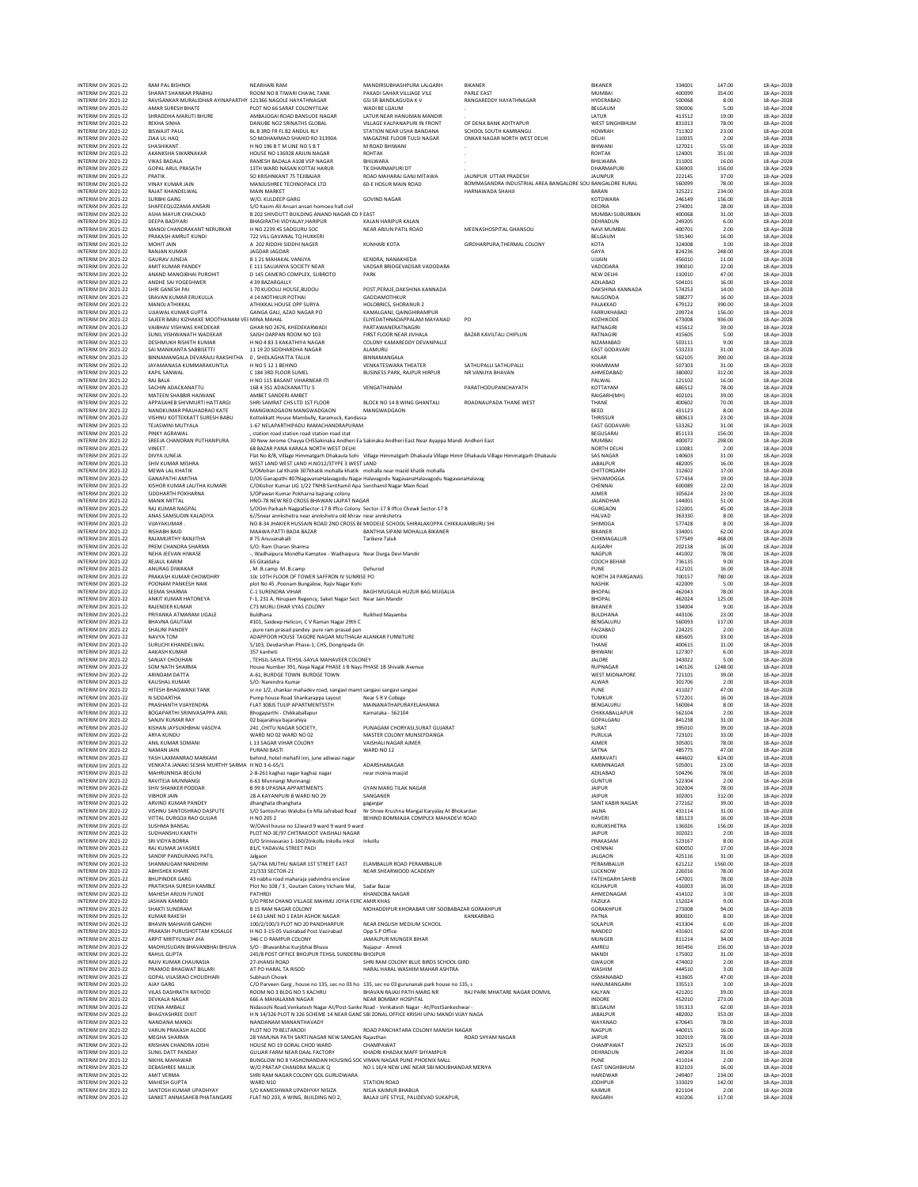| | | | | | | | | | |
|---|---|---|---|---|---|---|---|---|---|
| INTERIM DIV 2021-22 | RAM PAL BISHNOI | NEARHARI RAM | MANDIRSUBHASHPURA LALGARH | BIKANER | BIKANER | 334001 | 147.00 | 18-Apr-2028 |
| INTERIM DIV 2021-22 | SHARAT SHANKAR PRABHU | ROOM NO 8 TIWARI CHAWL TANK | PAKADI SAHAR VILLIAGE VILE | PARLE EAST | MUMBAI | 400099 | 354.00 | 18-Apr-2028 |
| INTERIM DIV 2021-22 | RAVISANKAR MURALIDHAR AYINAPARTHY | 121366 NAGOLE HAYATHNAGAR | GSI SR BANDLAGUDA K V | RANGAREDDY HAYATHNAGAR | HYDERABAD | 500068 | 8.00 | 18-Apr-2028 |
| INTERIM DIV 2021-22 | AMAR SURESH BHATE | PLOT NO 66 SARAF COLONYTILAK | WADI BE LGAUM | . | BELGAUM | 590006 | 5.00 | 18-Apr-2028 |
| INTERIM DIV 2021-22 | SHRADDHA MARUTI BHURE | AMBAJOGAI ROAD BANSUDE NAGAR | LATUR NEAR HANUMAN MANDIR | . | LATUR | 413512 | 19.00 | 18-Apr-2028 |
| INTERIM DIV 2021-22 | REKHA SINHA | DANUBE NO2 SRINATHS GLOBAL | VILLAGE KALPANAPURI IN FRONT | OF DENA BANK ADITYAPUR | WEST SINGHBHUM | 831013 | 78.00 | 18-Apr-2028 |
| INTERIM DIV 2021-22 | BISWAJIT PAUL | BL B 3RD FR FL B2 ANDUL RLY | STATION NEAR USHA BANDANA | SCHOOL SOUTH KAMRANGU | HOWRAH | 711302 | 23.00 | 18-Apr-2028 |
| INTERIM DIV 2021-22 | ZIAA UL HAQ | SO MOHAMMAD SHAHID RO 31390A | MAGAZINE FLOOR TULSI NAGAR | ONKAR NAGAR NORTH WEST DELHI | DELHI | 110035 | 2.00 | 18-Apr-2028 |
| INTERIM DIV 2021-22 | SHASHIKANT . | H NO 196 B T M LINE NO 5 B T | M ROAD BHIWANI | . | BHIWANI | 127021 | 55.00 | 18-Apr-2028 |
| INTERIM DIV 2021-22 | AKANKSHA SWARNAKAR | HOUSE NO 136928 ARJUN NAGAR | ROHTAK | . | ROHTAK | 124001 | 351.00 | 18-Apr-2028 |
| INTERIM DIV 2021-22 | VIKAS BADALA | RAMESH BADALA A108 VSP NAGAR | BHILWARA | . | BHILWARA | 311001 | 16.00 | 18-Apr-2028 |
| INTERIM DIV 2021-22 | GOPAL ARUL PRASATH | 13TH WARD NASAN KOTTAI HARUR | TK DHARMAPURI DT | . | DHARMAPURI | 636903 | 156.00 | 18-Apr-2028 |
| INTERIM DIV 2021-22 | PRATIK . | SO KRISHNKANT 75 TEJIBAJAR | ROAD MAHARAJ GANJ MITAWA | JAUNPUR UTTAR PRADESH | JAUNPUR | 222145 | 37.00 | 18-Apr-2028 |
| INTERIM DIV 2021-22 | VINAY KUMAR JAIN | MANJUSHREE TECHNOPACK LTD | 60-E HOSUR MAIN ROAD | BOMMASANDRA INDUSTRIAL AREA BANGALORE SOUTH | BANGALORE RURAL | 560099 | 78.00 | 18-Apr-2028 |
| INTERIM DIV 2021-22 | RAJAT KHANDELWAL | MAIN MARKET | | HARNAWADA SHAHJI | BARAN | 325221 | 234.00 | 18-Apr-2028 |
| INTERIM DIV 2021-22 | SURBHI GARG | W/O. KULDEEP GARG | GOVIND NAGAR | | KOTDWARA | 246149 | 156.00 | 18-Apr-2028 |
| INTERIM DIV 2021-22 | SHAFEEQUZZAMA ANSARI | S/O Kasim Ali Ansari ansari homoeo hall civil | | | DEORIA | 274001 | 28.00 | 18-Apr-2028 |
| INTERIM DIV 2021-22 | ASHA MAYUR CHACHAD | B 202 SHIVDUTT BUILDING ANAND NAGAR CO | EAST | | MUMBAI SUBURBAN | 400068 | 31.00 | 18-Apr-2028 |
| INTERIM DIV 2021-22 | DEEPA BADIYARI | BHAGIRATHI VIDYALAY,HARIPUR | KALAN HARIPUR KALAN | | DEHRADUN | 249205 | 6.00 | 18-Apr-2028 |
| INTERIM DIV 2021-22 | MANOJ CHANDRAKANT NERURKAR | H NO 2239 45 SADGURU SOC | NEAR ARJUN PATIL ROAD | MEENASHOSPITAL GHANSOLI | NAVI MUMBAI | 400701 | 2.00 | 18-Apr-2028 |
| INTERIM DIV 2021-22 | PRAKASH AMRUT KUNDI | 722 VILL GAVANAL TQ HUKKERI | | | BELGAUM | 591340 | 16.00 | 18-Apr-2028 |
| INTERIM DIV 2021-22 | MOHIT JAIN | A 202 RIDDHI SIDDHI NAGER | KUNHARI KOTA | GIRDHARPURA,THERMAL COLONY | KOTA | 324008 | 3.00 | 18-Apr-2028 |
| INTERIM DIV 2021-22 | RANJAN KUMAR | JAGDAR JAGDAR | | | GAYA | 824236 | 248.00 | 18-Apr-2028 |
| INTERIM DIV 2021-22 | GAURAV JUNEJA | B 1 21 MAHAKAL VANIJYA | KENDRA, NANAKHEDA | | UJJAIN | 456010 | 11.00 | 18-Apr-2028 |
| INTERIM DIV 2021-22 | AMIT KUMAR PANDEY | E 111 SAUJANYA SOCIETY NEAR | VADSAR BRIDGEVADSAR VADODARA | | VADODARA | 390010 | 22.00 | 18-Apr-2028 |
| INTERIM DIV 2021-22 | ANAND MANOJBHAI PUROHIT | D 145 CAMERO COMPLEX, SUBROTO | PARK | | NEW DELHI | 110010 | 47.00 | 18-Apr-2028 |
| INTERIM DIV 2021-22 | ANDHE SAI YOGESHWER | 4 39 BAZARGALLY | | | ADILABAD | 504101 | 16.00 | 18-Apr-2028 |
| INTERIM DIV 2021-22 | SHRI GANESH PAI | 1 70 KUDOLU HOUSE,BUDOLI | POST,PERAJE,DAKSHINA KANNADA | | DAKSHINA KANNADA | 574253 | 14.00 | 18-Apr-2028 |
| INTERIM DIV 2021-22 | SRAVAN KUMAR ERUKULLA | 4 14 MOTHKUR POTHAI | GADDAMOTHKUR | | NALGONDA | 508277 | 16.00 | 18-Apr-2028 |
| INTERIM DIV 2021-22 | MANOJ ATHIKKAL | ATHIKKAL HOUSE OPP SURYA | HOLOBRICS, SHORANUR 2 | | PALAKKAD | 679122 | 390.00 | 18-Apr-2028 |
| INTERIM DIV 2021-22 | UJJAWAL KUMAR GUPTA | GANGA GALI, AZAD NAGAR PO | KAMALGANJ, QAINGHIRAMPUR | | FARRUKHABAD | 209724 | 156.00 | 18-Apr-2028 |
| INTERIM DIV 2021-22 | SAJEER BABU KIZHAKKE MOOTHANAM VEETTIL | MINA MAHAL | ELIYEDATHMADAPPALAM MAYANAD | PO | KOZHIKODE | 673008 | 936.00 | 18-Apr-2028 |
| INTERIM DIV 2021-22 | VAIBHAV VISHWAS KHEDEKAR | GHAR NO 2676, KHEDEKARWADI | PARTAWANERATNAGIRI | | RATNAGIRI | 415612 | 39.00 | 18-Apr-2028 |
| INTERIM DIV 2021-22 | SUNIL VISHWANATH WADEKAR | SAISH DARPAN ROOM NO 103 | FIRST FLOOR NEAR JIVHALA | BAZAR KAVILTALI CHIPLUN | RATNAGIRI | 415605 | 5.00 | 18-Apr-2028 |
| INTERIM DIV 2021-22 | DESHMUKH RISHITH KUMAR | H NO 4 83 3 KAKATHIYA NAGAR | COLONY KAMAREDDY DEVANPALLE | | NIZAMABAD | 503111 | 9.00 | 18-Apr-2028 |
| INTERIM DIV 2021-22 | SAI MANIKANTA SABBISETTI | 11 19 20 SIDDHARDHA NAGAR | ALAMURU | | EAST GODAVARI | 533233 | 31.00 | 18-Apr-2028 |
| INTERIM DIV 2021-22 | BINNAMANGALA DEVARAJU RAKSHITHA | 0 , SHIDLAGHATTA TALUK | BINNAMANGALA | | KOLAR | 562105 | 390.00 | 18-Apr-2028 |
| INTERIM DIV 2021-22 | JAYAMANASA KUMMARAKUNTLA | H NO 5 12 1 BEHIND | VENKATESWARA THEATER | SATHUPALLI SATHUPALLI | KHAMMAM | 507303 | 31.00 | 18-Apr-2028 |
| INTERIM DIV 2021-22 | KAPIL SANWAL | C 184 3RD FLOOR SUMEL | BUSINESS PARK, RAJPUR HIRPUR | NR VANIJYA BHAVAN | AHMEDABAD | 380002 | 312.00 | 18-Apr-2028 |
| INTERIM DIV 2021-22 | RAJ BALA | H NO 115 BASANT VIHARNEAR ITI | | | PALWAL | 121102 | 16.00 | 18-Apr-2028 |
| INTERIM DIV 2021-22 | SACHIN ADACKANATTU | 168 4 351 ADACKANATTU 5 | VENGATHANAM | PARATHODUPANCHAYATH | KOTTAYAM | 686512 | 78.00 | 18-Apr-2028 |
| INTERIM DIV 2021-22 | MATEEN SHABBIR HAJWANE | AMBET SANDERI AMBET | | | RAIGARH(MH) | 402101 | 39.00 | 18-Apr-2028 |
| INTERIM DIV 2021-22 | APPASAHEB SHIVMURTI HATTARGI | SHRI SAMRAT CHS LTD 1ST FLOOR | BLOCK NO 14 B WING GHANTALI | ROADNAUPADA THANE WEST | THANE | 400602 | 70.00 | 18-Apr-2028 |
| INTERIM DIV 2021-22 | NANDKUMAR PRALHADRAO KATE | MANGWADGAON MANGWADGAON | MANGWADGAON | | BEED | 431123 | 8.00 | 18-Apr-2028 |
| INTERIM DIV 2021-22 | VISHNU KOTTEKKATT SURESH BABU | Kottekkatt House Mambully, Karamuck, Kandassa | | | THRISSUR | 680613 | 23.00 | 18-Apr-2028 |
| INTERIM DIV 2021-22 | TEJASWINI MUTYALA | 1-67 NELAPARTHIPADU RAMACHANDRAPURAM | | | EAST GODAVARI | 533262 | 31.00 | 18-Apr-2028 |
| INTERIM DIV 2021-22 | PINKY AGRAWAL | , station road station road station road stat | | | BEGUSARAI | 851133 | 156.00 | 18-Apr-2028 |
| INTERIM DIV 2021-22 | SREEJA CHANDRAN PUTHANPURA | 30 New Jerome Chayya CHSSakinaka Andheri Ea | Sakinaka Andheri East Near Ayappa Mandi | Andheri East | MUMBAI | 400072 | 298.00 | 18-Apr-2028 |
| INTERIM DIV 2021-22 | VINEET . | 68 BAZAR PANA KARALA NORTH WEST DELHI | | | NORTH DELHI | 110081 | 2.00 | 18-Apr-2028 |
| INTERIM DIV 2021-22 | DIVYA JUNEJA | Flat No 8/8, Village Himmatgarh Dhakaula Sohi | Village Himmatgarh Dhakaula Village Himm | Dhakaula Village Himmatgarh Dhakaula | SAS NAGAR | 140603 | 31.00 | 18-Apr-2028 |
| INTERIM DIV 2021-22 | SHIV KUMAR MISHRA | WEST LAND WEST LAND H.NO12/3TYPE 3 WEST LAND | | | JABALPUR | 482005 | 16.00 | 18-Apr-2028 |
| INTERIM DIV 2021-22 | MEWA LAL KHATIK | S/OMohan Lal Khatik 307khatik mohalla khatik | mohalla near mazid khatik mohalla | | CHITTORGARH | 312602 | 17.00 | 18-Apr-2028 |
| INTERIM DIV 2021-22 | GANAPATHI AMITHA | D/OS Ganapathi #07NagavanaHalavagodu Nagar | Halavagodu NagavanaHalavagodu NagavanaHalavag | | SHIVAMOGGA | 577434 | 19.00 | 18-Apr-2028 |
| INTERIM DIV 2021-22 | KISHOR KUMAR LALITHA KUMARI | C/OKishor Kumar LIG 1/22 TNHB Senthamil Apa | Senthamil Nagar Main Road | | CHENNAI | 600089 | 22.00 | 18-Apr-2028 |
| INTERIM DIV 2021-22 | SIDDHARTH POKHARNA | S/OPawan Kumar Pokharna bajrang colony | | | AJMER | 305624 | 23.00 | 18-Apr-2028 |
| INTERIM DIV 2021-22 | MANIK MITTAL | HNO-78 NEW RED CROSS BHAWAN LAJPAT NAGAR | | | JALANDHAR | 144001 | 51.00 | 18-Apr-2028 |
| INTERIM DIV 2021-22 | RAJ KUMAR NAGPAL | S/OOm Parkash NagpalSector-17 B Iffco Colony | Sector-17 B Iffco Chowk Sector-17 B | | GURGAON | 122001 | 45.00 | 18-Apr-2028 |
| INTERIM DIV 2021-22 | ANAS SAMSUDIN KALADIYA | 6//5near annkshetra near annkshetra old khrav | near annkshetra | | HALVAD | 363330 | 8.00 | 18-Apr-2028 |
| INTERIM DIV 2021-22 | VIJAYAKUMAR . | NO 8-34 JHAKIER HUSSAIN ROAD 2ND CROSS BE | MIDDELE SCHOOL SHIRALAKOPPA CHIKKAJAMBURU SHI | | SHIMOGA | 577428 | 8.00 | 18-Apr-2028 |
| INTERIM DIV 2021-22 | RISHABH BAID | MAAIYA PATTI BADA BAZAR | BANTHIA SIPANI MOHALLA BIKANER | | BIKANER | 334001 | 62.00 | 18-Apr-2028 |
| INTERIM DIV 2021-22 | RAJAMURTHY RANJITHA | # 75 Anuvanahalli | Tarikere Taluk | | CHIKMAGALUR | 577549 | 468.00 | 18-Apr-2028 |
| INTERIM DIV 2021-22 | PREM CHANDRA SHARMA | S/O: Ram Charan Sharma | | | ALIGARH | 202138 | 16.00 | 18-Apr-2028 |
| INTERIM DIV 2021-22 | NEHA JEEVAN HIWASE | -, Wadhaipura Mondha Kamptee - Wadhaipura | Near Durga Devi Mandir | | NAGPUR | 441002 | 78.00 | 18-Apr-2028 |
| INTERIM DIV 2021-22 | REJAUL KARIM | 65 Gitaldaha | | | COOCH BEHAR | 736135 | 9.00 | 18-Apr-2028 |
| INTERIM DIV 2021-22 | ANURAG DIWAKAR | , M .B.camp M .B.camp | Dehurod | | PUNE | 412101 | 16.00 | 18-Apr-2028 |
| INTERIM DIV 2021-22 | PRAKASH KUMAR CHOWDHRY | 10c 10TH FLOOR OF TOWER SAFFRON IV SUNRISE PO | | | NORTH 24 PARGANAS | 700157 | 780.00 | 18-Apr-2028 |
| INTERIM DIV 2021-22 | POONAM PANKESH NAIK | plot No 45 ,Poonam Bungalow, Rajiv Nagar Kohi | | | NASHIK | 422009 | 5.00 | 18-Apr-2028 |
| INTERIM DIV 2021-22 | SEEMA SHARMA | C-1 SURENDRA VIHAR | BAGH MUGALIA HUZUR BAG MUGALIA | | BHOPAL | 462043 | 78.00 | 18-Apr-2028 |
| INTERIM DIV 2021-22 | ANKIT KUMAR HATONEYA | F-1, 231 A, Nirupam Regency, Saket Nagar Sect | Near Jain Mandir | | BHOPAL | 462024 | 125.00 | 18-Apr-2028 |
| INTERIM DIV 2021-22 | RAJENDER KUMAR | C73 MURLI DHAR VYAS COLONY | | | BIKANER | 334004 | 9.00 | 18-Apr-2028 |
| INTERIM DIV 2021-22 | PRIYANKA ATMARAM UGALE | Buldhana | Ruikhed Mayamba | | BULDHANA | 443106 | 23.00 | 18-Apr-2028 |
| INTERIM DIV 2021-22 | BHAVNA GAUTAM | #101, Saideep Helicon, C V Raman Nagar 29th C | | | BENGALURU | 560093 | 117.00 | 18-Apr-2028 |
| INTERIM DIV 2021-22 | SHALINI PANDEY | , pure ram prasad pandey pure ram prasad pan | | | FAIZABAD | 224225 | 2.00 | 18-Apr-2028 |
| INTERIM DIV 2021-22 | NAVYA TOM | ADAPPOOR HOUSE TAGORE NAGAR MUTHALA | ALANKAR FURNITURE | | IDUKKI | 685605 | 33.00 | 18-Apr-2028 |
| INTERIM DIV 2021-22 | SURUCHI KHANDELWAL | 5/103, Devdarshan Phase-1, CHS, Dongripada Gh | | | THANE | 400615 | 11.00 | 18-Apr-2028 |
| INTERIM DIV 2021-22 | AAKASH KUMAR | 357 kanheti | | | BHIWANI | 127307 | 6.00 | 18-Apr-2028 |
| INTERIM DIV 2021-22 | SANJAY CHOUHAN | , TEHSIL-SAYLA TEHSIL-SAYLA MAHAVEER COLONEY | | | JALORE | 343022 | 5.00 | 18-Apr-2028 |
| INTERIM DIV 2021-22 | SOM NATH SHARMA | House Number 391, Naya Nagal PHASE 1 B Naya | PHASE 1B Shivalik Avenue | | RUPNAGAR | 140126 | 1248.00 | 18-Apr-2028 |
| INTERIM DIV 2021-22 | ARINDAM DATTA | A-61, BURDGE TOWN BURDGE TOWN | | | WEST MIDNAPORE | 721101 | 39.00 | 18-Apr-2028 |
| INTERIM DIV 2021-22 | KAUSHAL KUMAR | S/O: Narendra Kumar | | | ALWAR | 301706 | 2.00 | 18-Apr-2028 |
| INTERIM DIV 2021-22 | HITESH BHAGWANJI TANK | sr no 1/2, shankar mahadev road, sangavi mamt | sangavi sangavi sangavi | | PUNE | 411027 | 47.00 | 18-Apr-2028 |
| INTERIM DIV 2021-22 | N SIDDARTHA | Pump house Road Shankarappa Layout | Near S R V College | | TUMKUR | 572201 | 16.00 | 18-Apr-2028 |
| INTERIM DIV 2021-22 | PRASHANTH VIJAYENDRA | FLAT 308JS TULIP APARTMENTS5TH | MAINANATHAPURAYELAHANKA | | BENGALURU | 560064 | 8.00 | 18-Apr-2028 |
| INTERIM DIV 2021-22 | BOGAPARTHI SRINIVASAPPA ANIL | Bhogaparthi - Chikkaballapur | Karnataka - 562104 | | CHIKKABALLAPUR | 562104 | 2.00 | 18-Apr-2028 |
| INTERIM DIV 2021-22 | SANJIV KUMAR RAY | 02 bajarahiya bajarahiya | | | GOPALGANJ | 841238 | 31.00 | 18-Apr-2028 |
| INTERIM DIV 2021-22 | KISHAN JAYSUKHBHAI VASOYA | 241 ,CHITU NAGAR SOCIETY, | PUNAGAM CHORYASI,SURAT GUJARAT | | SURAT | 395010 | 39.00 | 18-Apr-2028 |
| INTERIM DIV 2021-22 | ARYA KUNDU | WARD NO 02 WARD NO 02 | MASTER COLONY MUNSEFDANGA | | PURULIA | 723101 | 33.00 | 18-Apr-2028 |
| INTERIM DIV 2021-22 | ANIL KUMAR SOMANI | L 13 SAGAR VIHAR COLONY | VAISHALI NAGAR AJMER | | AJMER | 305001 | 78.00 | 18-Apr-2028 |
| INTERIM DIV 2021-22 | NAMAN JAIN | PURANI BASTI | WARD NO 12 | | SATNA | 485775 | 47.00 | 18-Apr-2028 |
| INTERIM DIV 2021-22 | YASH LAXMANRAO MARKAM | behind, hotel mehafil inn, june adiwasi nagar | | | AMRAVATI | 444602 | 624.00 | 18-Apr-2028 |
| INTERIM DIV 2021-22 | VENKATA JANAKI SESHA MURTHY SARMA | H NO 3-6-65/1 | ADARSHANAGAR | | KARIMNAGAR | 505001 | 23.00 | 18-Apr-2028 |
| INTERIM DIV 2021-22 | MAHRUNNISA BEGUM | 2-8-261 kaghaz nagar kaghaz nagar | near moinia masjid | | ADILABAD | 504296 | 78.00 | 18-Apr-2028 |
| INTERIM DIV 2021-22 | RAVITEJA MUNNANGI | 6-61 Munnangi Munnangi | | | GUNTUR | 522304 | 2.00 | 18-Apr-2028 |
| INTERIM DIV 2021-22 | SHIV SHANKER PODDAR | B 99 B UPASNA APPARTMENTS | GYAN MARG TILAK NAGAR | | JAIPUR | 302004 | 78.00 | 18-Apr-2028 |
| INTERIM DIV 2021-22 | VIBHOR JAIN | 28 A KAYANPURI B WARD NO 29 | SANGANER | | JAIPUR | 302001 | 312.00 | 18-Apr-2028 |
| INTERIM DIV 2021-22 | ARVIND KUMAR PANDEY | dhanghata dhanghata | gagargar | | SANT KABIR NAGAR | 272162 | 39.00 | 18-Apr-2028 |
| INTERIM DIV 2021-22 | VISHNU SANTOSHRAO DASPUTE | S/O Santoshrao Waluba Ex Mla Jafrabad Road | Nr Shree Krushna Mangal Karyalay At Bhokardan | | JALNA | 431114 | 31.00 | 18-Apr-2028 |
| INTERIM DIV 2021-22 | VITTAL DURGOJI RAO GUJJAR | H NO 205 2 | BEHIND BOMMAJJA COMPLEX MAHADEVI ROAD | | HAVERI | 581123 | 16.00 | 18-Apr-2028 |
| INTERIM DIV 2021-22 | SUSHMA BANSAL | W/OAnil house no 12ward 9 ward 9 ward 9 ward | | | KURUKSHETRA | 136026 | 156.00 | 18-Apr-2028 |
| INTERIM DIV 2021-22 | SUDHANSHU KANTH | PLOT NO-3E/97 CHITRAKOOT VAISHALI NAGAR | | | JAIPUR | 302021 | 2.00 | 18-Apr-2028 |
| INTERIM DIV 2021-22 | SRI VIDYA BORRA | D/O Srinivasarao 1-160/2inkollu Inkollu Inkol | Inkollu | | PRAKASAM | 523167 | 8.00 | 18-Apr-2028 |
| INTERIM DIV 2021-22 | RAJ KUMAR JAYASREE | 81/C YADAVAL STREET PADI | | | CHENNAI | 600050 | 17.00 | 18-Apr-2028 |
| INTERIM DIV 2021-22 | SANDIP PANDURANG PATIL | Jalgaon | | | JALGAON | 425116 | 31.00 | 18-Apr-2028 |
| INTERIM DIV 2021-22 | SHANMUGAM NANDHINI | 5A/74A MUTHU NAGAR 1ST STREET EAST | ELAMBALUR ROAD PERAMBALUR | | PERAMBALUR | 621212 | 1560.00 | 18-Apr-2028 |
| INTERIM DIV 2021-22 | ABHISHEK KHARE | 21/333 SECTOR-21 | NEAR SHEARWOOD ACADEMY | | LUCKNOW | 226016 | 78.00 | 18-Apr-2028 |
| INTERIM DIV 2021-22 | BHUPINDER GARG | 43 nabha road maharaja yadvindra enclave | | | FATEHGARH SAHIB | 147001 | 78.00 | 18-Apr-2028 |
| INTERIM DIV 2021-22 | PRATIKSHA SURESH KAMBLE | Plot No 108 / 3 , Goutam Colony Vichare Mal, | Sadar Bazar | | KOLHAPUR | 416003 | 16.00 | 18-Apr-2028 |
| INTERIM DIV 2021-22 | MAHESH ARJUN FUNDE | PATHRDI | KHANDOBA NAGAR | | AHMEDNAGAR | 414102 | 3.00 | 18-Apr-2028 |
| INTERIM DIV 2021-22 | JASHAN KAMBOJ | S/O PREM CHAND VILLAGE MAHMU JOYIA FERO | AMIR KHAS | | FAZILKA | 152024 | 9.00 | 18-Apr-2028 |
| INTERIM DIV 2021-22 | SHAKTI SUNDRAM | B 15 RAM NAGAR COLONY | MOHADDIPUR KHORABAR URF SOOBABAZAR GORAKHPUR | | GORAKHPUR | 273008 | 94.00 | 18-Apr-2028 |
| INTERIM DIV 2021-22 | KUMAR RAKESH | 14 63 LANE NO 1 EASH ASHOK NAGAR | | KANKARBAG | PATNA | 800020 | 8.00 | 18-Apr-2028 |
| INTERIM DIV 2021-22 | BHAVIN MAHAVIR GANDHI | 100/2/100/3 PLOT NO 20 PANDHARPUR | NEAR ENGLISH MEDIUM SCHOOL | | SOLAPUR | 413304 | 6.00 | 18-Apr-2028 |
| INTERIM DIV 2021-22 | PRAKASH PURUSHOTTAM KOSALGE | H NO 3-15-05 Vazirabad Post.Vazirabad | Opp S.P Office | | NANDED | 431601 | 62.00 | 18-Apr-2028 |
| INTERIM DIV 2021-22 | ARPIT MRITYUNJAY JHA | 346 C D RAMPUR COLONY | JAMALPUR MUNGER BIHAR | | MUNGER | 811214 | 34.00 | 18-Apr-2028 |
| INTERIM DIV 2021-22 | MADHUSUDAN BHAVANBHAI BHUVA | S/O - Bhavanbhai Kurjibhai Bhuva | Najapur - Amreli | | AMRELI | 365456 | 156.00 | 18-Apr-2028 |
| INTERIM DIV 2021-22 | RAHUL GUPTA | 245/8 POST OFFICE BHOJPUR TEHSIL SUNDERNA | BHOJPUR | | MANDI | 175002 | 31.00 | 18-Apr-2028 |
| INTERIM DIV 2021-22 | RAJIV KUMAR CHAURASIA | 27-JHANSI ROAD | SHRI RAM COLONY BLUE BIRDS SCHOOL GIRD | | GWALIOR | 474002 | 2.00 | 18-Apr-2028 |
| INTERIM DIV 2021-22 | PRAMOD BHAGWAT BILLARI | AT PO HARAL TA RISOD | HARAL HARAL WASHIM MAHAR ASHTRA | | WASHIM | 444510 | 3.00 | 18-Apr-2028 |
| INTERIM DIV 2021-22 | GOPAL VILASRAO CHOUDHARI | Subhash Chowk | | | OSMANABAD | 413605 | 47.00 | 18-Apr-2028 |
| INTERIM DIV 2021-22 | AJAY GARG | C/O Parveen Garg , house no 135, sec no 03 ho | 135, sec no 03 gurunanak park house no 135, s | | HANUMANGARH | 335513 | 3.00 | 18-Apr-2028 |
| INTERIM DIV 2021-22 | VILAS DASHRATH RATHOD | ROOM NO 3 BLDG NO 5 KACHRU | BHAVAN RAJAJI PATH MARG NR | RAJ PARK MHATARE NAGAR DOMVIL | KALYAN | 421201 | 39.00 | 18-Apr-2028 |
| INTERIM DIV 2021-22 | DEVKALA NAGAR | 666 A MAHALAXMI NAGAR | NEAR BOMBAY HOSPITAL | | INDORE | 452010 | 273.00 | 18-Apr-2028 |
| INTERIM DIV 2021-22 | VEENA AMBALE | Nidasoshi Road,Venkatesh Nagar At/Post-Sanke | Road - Venkatesh Nagar - At/PostSankeshwar - | | BELGAUM | 591313 | 62.00 | 18-Apr-2028 |
| INTERIM DIV 2021-22 | BHAGYASHREE DIXIT | H N 14/326 PLOT N 326 SCHEME 14 NEAR GANE | SBI ZONAL OFFICE KRISHI UPAJ MANDI VIJAY NAGA | | JABALPUR | 482002 | 353.00 | 18-Apr-2028 |
| INTERIM DIV 2021-22 | NANDANA MANOJ | NANDANAM MANANTHAVADY | | | WAYANAD | 670645 | 78.00 | 18-Apr-2028 |
| INTERIM DIV 2021-22 | VARUN PRAKASH ALODE | PLOT NO 79 BELTARODI | ROAD PANCHATARA COLONY MANISH NAGAR | | NAGPUR | 440015 | 16.00 | 18-Apr-2028 |
| INTERIM DIV 2021-22 | MEGHA SHARMA | 28 YAMUNA PATH SARTI NAGAR NEW SANGAN | Rajasthan | ROAD SHYAM NAGAR | JAIPUR | 302019 | 78.00 | 18-Apr-2028 |
| INTERIM DIV 2021-22 | KRISHAN CHANDRA JOSHI | HOUSE NO 19 GORAL CHOD WARD | CHAMPAWAT | | CHAMPAWAT | 262523 | 16.00 | 18-Apr-2028 |
| INTERIM DIV 2021-22 | SUNIL DATT PANDAY | GULJAR FARM NEAR DAAL FACTORY | KHADRI KHADAK MAFF SHYAMPUR | | DEHRADUN | 249204 | 31.00 | 18-Apr-2028 |
| INTERIM DIV 2021-22 | NIKHIL MAHAWAR | BUNGLOW NO 8 YASHONANDAN HOUSING SOC | VIMAN NAGAR PUNE PHOENIX MALL | | PUNE | 411014 | 2.00 | 18-Apr-2028 |
| INTERIM DIV 2021-22 | DEBASHREE MALLIK | W/O PRATAP CHANDRA MALLIK Q | NO L 16/4 NEW LINE NEAR SBI MOUBHANDAR MERIYA | | EAST SINGHBHUM | 832103 | 16.00 | 18-Apr-2028 |
| INTERIM DIV 2021-22 | AMIT VERMA | SHRI RAM NAGAR COLONY GOL GURUDWARA | | | HARIDWAR | 249407 | 234.00 | 18-Apr-2028 |
| INTERIM DIV 2021-22 | MAHESH GUPTA | WARD N10 | STATION ROAD | | JODHPUR | 333029 | 142.00 | 18-Apr-2028 |
| INTERIM DIV 2021-22 | SANTOSH KUMAR UPADHYAY | S/O KAMESHWAR UPADHYAY NISIZA | NISIA KAIMUR BHABUA | | KAIMUR | 821104 | 2.00 | 18-Apr-2028 |
| INTERIM DIV 2021-22 | SANKET ANNASAHEB PHATANGARE | FLAT NO 203, A WING, BUILDING NO 2, | BALAJI LIFE STYLE, PALIDEVAD SUKAPUR, | | RAIGARH | 410206 | 117.00 | 18-Apr-2028 |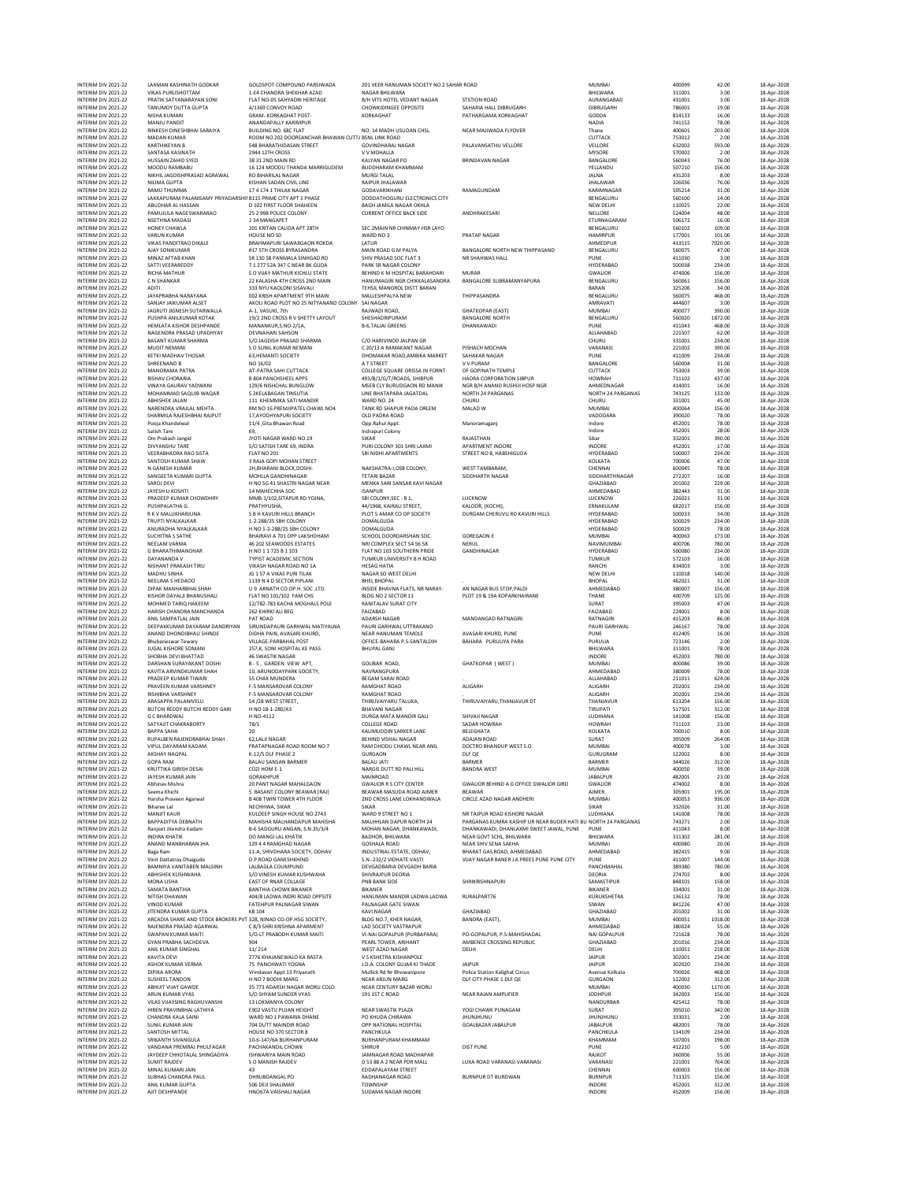| | | | | | | | | |
|---|---|---|---|---|---|---|---|---|
| INTERIM DIV 2021-22 | LAXMAN KASHINATH GODKAR | GOLDSPOT COMPOUND PARSIWADA | 201 VEER HANUMAN SOCIETY NO 2 SAHAR ROAD | | MUMBAI | 400099 | 42.00 | 18-Apr-2028 |
| INTERIM DIV 2021-22 | VIKAS PURUSHOTTAM | 1-E4 CHANDRA SHEKHAR AZAD | NAGAR BHILWARA | | BHILWARA | 311001 | 3.00 | 18-Apr-2028 |
| INTERIM DIV 2021-22 | PRATIK SATYANARAYAN SONI | FLAT NO-05 SAHYADRI HERITAGE | B/H VITS HOTEL VEDANT NAGAR | STSTION ROAD | AURANGABAD | 431001 | 3.00 | 18-Apr-2028 |
| INTERIM DIV 2021-22 | TANUMOY DUTTA GUPTA | 4/1369 CONVOY ROAD | CHOWKIDINGEE OPPOSITE | SAHARIA HALL DIBRUGARH | DIBRUGARH | 786001 | 19.00 | 18-Apr-2028 |
| INTERIM DIV 2021-22 | NISHA KUMARI | GRAM- KORKAGHAT POST- | KORKAGHAT | PATHARGAMA KORKAGHAT | GODDA | 814133 | 16.00 | 18-Apr-2028 |
| INTERIM DIV 2021-22 | MANJU PANDIT | ANANDAPALLY KARIMPUR | | | NADIA | 741152 | 78.00 | 18-Apr-2028 |
| INTERIM DIV 2021-22 | RINKESH DINESHBHAI SARAIYA | BUILDING NO. 6BC FLAT | NO. 14 MADH USUDAN CHSL. | NEAR MAJIWADA FLYOVER | Thane | 400601 | 203.00 | 18-Apr-2028 |
| INTERIM DIV 2021-22 | MADAN KUMAR | ROOM NO 202 DOORSANCHAR BHAWAN CUTTA BSNL LINK ROAD | | | CUTTACK | 753012 | 2.00 | 18-Apr-2028 |
| INTERIM DIV 2021-22 | KARTHIKEYAN B | 548 BHARATHIDASAN STREET | GOVINDHARAJ NAGAR | PALAVANSATHU VELLORE | VELLORE | 632002 | 593.00 | 18-Apr-2028 |
| INTERIM DIV 2021-22 | SANTASA KASINATH | 2944 12TH CROSS | V V MOHALLA | | MYSORE | 570002 | 2.00 | 18-Apr-2028 |
| INTERIM DIV 2021-22 | HUSSAIN ZAHID SYED | 38 31 2ND MAIN RD | KALYAN NAGAR PO | BRINDAVAN NAGAR | BANGALORE | 560043 | 76.00 | 18-Apr-2028 |
| INTERIM DIV 2021-22 | MOODU RAMBABU | 16 124 MOODU THANDA MARRIGUDEM | BUDDHARAM KHAMMAM | | YELLANDU | 507210 | 156.00 | 18-Apr-2028 |
| INTERIM DIV 2021-22 | NIKHIL JAGDISHPRASAD AGRAWAL | RO BIHARILAL NAGAR | MURGI TALAL | | JALNA | 431203 | 8.00 | 18-Apr-2028 |
| INTERIM DIV 2021-22 | NILIMA GUPTA | KISHAN SADAN CIVIL LINE | RAIPUR JHALAWAR | | JHALAWAR | 326036 | 76.00 | 18-Apr-2028 |
| INTERIM DIV 2021-22 | RAMU THUMMA | 17 4 174 1 THILAK NAGAR | GODAVARIKHANI | RAMAGUNDAM | KARIMNAGAR | 505214 | 31.00 | 18-Apr-2028 |
| INTERIM DIV 2021-22 | LAKKAPURAM PALANISAMY PRIYADARSHINI | B115 PRIME CITY APT 1 PHASE | DODDATHOGURU ELECTRONICS CITY | | BENGALURU | 560100 | 14.00 | 18-Apr-2028 |
| INTERIM DIV 2021-22 | ABUDHAR AL HASSAN | D 102 FIRST FLOOR SHAHEEN | BAGH JAMILA NAGAR OKHLA | | NEW DELHI | 110025 | 22.00 | 18-Apr-2028 |
| INTERIM DIV 2021-22 | PAMUJULA NAGESWARARAO | 25 2 998 POLICE COLONY | CURRENT OFFICE BACK SIDE | ANDHRAKESARI | NELLORE | 524004 | 48.00 | 18-Apr-2028 |
| INTERIM DIV 2021-22 | NSETHNA MADASI | 2 34 MANGAPET | | | ETURNAGARAM | 506172 | 16.00 | 18-Apr-2028 |
| INTERIM DIV 2021-22 | HONEY CHAWLA | 201 KRITAN CALIDA APT 28TH | SEC 2MAIN NR CHINMAY HSR LAYO | | BENGALURU | 560102 | 109.00 | 18-Apr-2028 |
| INTERIM DIV 2021-22 | VARUN KUMAR | HOUSE NO 50 | WARD NO 3 | PRATAP NAGAR | HAMIRPUR | 177001 | 101.00 | 18-Apr-2028 |
| INTERIM DIV 2021-22 | VIKAS PANDITRAO DIKALE | BRAHMAPURI SAWARGAON ROKDA | LATUR | | AHMEDPUR | 413515 | 7020.00 | 18-Apr-2028 |
| INTERIM DIV 2021-22 | AJAY SONIKUMAR | #17 5TH CROSS BYRASANDRA | MAIN ROAD G M PALYA | BANGALORE NORTH NEW THIPPASAND | BENGALURU | 560075 | 47.00 | 18-Apr-2028 |
| INTERIM DIV 2021-22 | MINAZ AFTAB KHAN | SR 130 58 PANMALA SINHGAD RD | SHIV PRASAD SOC FLAT 3 | NR SHAHWAS HALL | PUNE | 411030 | 3.00 | 18-Apr-2028 |
| INTERIM DIV 2021-22 | SATTI VEERAREDDY | 7 1 277 52A 347 C NEAR BK GUDA | PARK SR NAGAR COLONY | | HYDERABAD | 500038 | 234.00 | 18-Apr-2028 |
| INTERIM DIV 2021-22 | RICHA MATHUR | S O VIJAY MATHUR KICHLU STATE | BEHIND K M HOSPITAL BARAHDARI | MURAR | GWALIOR | 474006 | 156.00 | 18-Apr-2028 |
| INTERIM DIV 2021-22 | C N SHANKAR | 22 KALASHA 4TH CROSS 2ND MAIN | HANUMAGIRI NGR CHIKKALASANDRA | BANGALORE SUBRAMANYAPURA | BENGALURU | 560061 | 156.00 | 18-Apr-2028 |
| INTERIM DIV 2021-22 | ADITI . | 333 NYU KAOLONI SISAVALI | TEHSIL MANGROL DISTT BARAN | | BARAN | 325206 | 34.00 | 18-Apr-2028 |
| INTERIM DIV 2021-22 | JAYAPRABHA NARAYANA | 002 KRISH APARTMENT 9TH MAIN | MALLESHPALYA NEW | THIPPASANDRA | BENGALURU | 560075 | 468.00 | 18-Apr-2028 |
| INTERIM DIV 2021-22 | SANJAY JAIKUMAR ALSET | AKOLI ROAD PLOT NO 25 NITYANAND COLONY | SAI NAGAR | | AMRAVATI | 444607 | 3.00 | 18-Apr-2028 |
| INTERIM DIV 2021-22 | JAGRUTI JIGNESH SUTARWALLA | A-1, VASUKI, 7th | RAJWADI ROAD, | GHATKOPAR (EAST) | MUMBAI | 400077 | 390.00 | 18-Apr-2028 |
| INTERIM DIV 2021-22 | PUSHPA ANILKUMAR KOTAK | 19/2 2ND CROSS R V SHETTY LAYOUT | SHESHADRIPURAM | BANGALORE NORTH | BENGALURU | 560020 | 1872.00 | 18-Apr-2028 |
| INTERIM DIV 2021-22 | HEMLATA KISHOR DESHPANDE | MANANKUR,S.NO-2/1A, | B-6,TALJAI GREENS | DHANKAWADI | PUNE | 411043 | 468.00 | 18-Apr-2028 |
| INTERIM DIV 2021-22 | NAGENDRA PRASAD UPADHYAY | DEVNAHARI SAHSON | | | ALLAHABAD | 221507 | 62.00 | 18-Apr-2028 |
| INTERIM DIV 2021-22 | BASANT KUMAR SHARMA | S/O JAGDISH PRASAD SHARMA | C/O HARIVINOD JALPAN GR | | CHURU | 331001 | 234.00 | 18-Apr-2028 |
| INTERIM DIV 2021-22 | MUDIT NEMANI | S O SUNIL KUMAR NEMANI | C 20/13 A RAMAKANT NAGAR | PISHACH MOCHAN | VARANASI | 221002 | 390.00 | 18-Apr-2028 |
| INTERIM DIV 2021-22 | KETKI MADHAV THOSAR | 63,HEMANTI SOCIETY | DHOMAKAR ROAD,AMBIKA MARKET | SAHAKAR NAGAR | PUNE | 411009 | 234.00 | 18-Apr-2028 |
| INTERIM DIV 2021-22 | SHREENAND B | NO 16/02 | A T STREET | V V PURAM | BANGALORE | 560004 | 31.00 | 18-Apr-2028 |
| INTERIM DIV 2021-22 | MANORAMA PATRA | AT-PATRA SAHI CUTTACK | COLLEGE SQUARE ORISSA IN FORNT | OF GOPINATH TEMPLE | CUTTACK | 753003 | 39.00 | 18-Apr-2028 |
| INTERIM DIV 2021-22 | RISHAV CHORARIA | B 804 PANCHSHEEL APPS | 493/B/1/G/T/ROADS, SHIBPUR | HAORA CORPORATION SIBPUR | HOWRAH | 711102 | 437.00 | 18-Apr-2028 |
| INTERIM DIV 2021-22 | VINAYA GAURAV YADWANI | 129/6 NISHCHAL BUNGLOW | MSEB CLY BURUDGAON RD MANIK | NGR B/H ANAND RUSHIJI HOSP NGR | AHMEDNAGAR | 414001 | 16.00 | 18-Apr-2028 |
| INTERIM DIV 2021-22 | MOHAMMAD SAQUIB WAQAR | 5 2KELABAGAN TINSUTIA | LINE BHATAPARA JAGATDAL | NORTH 24 PARGANAS | NORTH 24 PARGANAS | 743125 | 133.00 | 18-Apr-2028 |
| INTERIM DIV 2021-22 | ABHISHEK JALAN | 111 KHEMMKA SATI MANDIR | WARD NO. 24 | CHURU | CHURU | 331001 | 45.00 | 18-Apr-2028 |
| INTERIM DIV 2021-22 | NARENDRA VRAJLAL MEHTA . | RM NO 16 PREMJIPATEL CHAWL NO4 | TANK RD SHAPUR PADA ORLEM | MALAD W | MUMBAI | 400064 | 156.00 | 18-Apr-2028 |
| INTERIM DIV 2021-22 | SHARMILA RAJESHBHAI RAJPUT | 17,AYODHYAPURI SOCIETY | OLD PADRA ROAD | | VADODARA | 390020 | 78.00 | 18-Apr-2028 |
| INTERIM DIV 2021-22 | Pooja Khandelwal | 11/4 ,Gita Bhawan Road | Opp.Rahul Appt. | Manoramaganj | Indore | 452001 | 78.00 | 18-Apr-2028 |
| INTERIM DIV 2021-22 | Satish Tare | 69, | Indrapuri Colony | | Indore | 452001 | 28.00 | 18-Apr-2028 |
| INTERIM DIV 2021-22 | Om Prakash Jangid | JYOTI NAGAR WARD NO.19 | SIKAR | RAJASTHAN | Sikar | 332001 | 390.00 | 18-Apr-2028 |
| INTERIM DIV 2021-22 | DIVYANSHU TARE | S/O SATISH TARE 69, INDRA | PURI COLONY 301 SHRI LAXMI | APARTMENT INDORE | INDORE | 452001 | 17.00 | 18-Apr-2028 |
| INTERIM DIV 2021-22 | VEERABHADRA RAO SISTA | FLAT NO 201 | SRI NIDHI APARTMENTS | STREET NO 8, HABSHIGUDA | HYDERABAD | 500007 | 234.00 | 18-Apr-2028 |
| INTERIM DIV 2021-22 | SANTOSH KUMAR SHAW | 3 RAJA GOPI MOHAN STREET | | | KOLKATA | 700006 | 47.00 | 18-Apr-2028 |
| INTERIM DIV 2021-22 | N GANESH KUMAR | 2H,BHARANI BLOCK,DOSHI- | NAKSHATRA-(,OSB COLONY, | WEST TAMBARAM, | CHENNAI | 600045 | 78.00 | 18-Apr-2028 |
| INTERIM DIV 2021-22 | SANGEETA KUMARI GUPTA | MOHLLA GANDHINAGAR | TETARI BAZAR | SIDDHARTH NAGAR | SIDDHARTHNAGAR | 272207 | 16.00 | 18-Apr-2028 |
| INTERIM DIV 2021-22 | SAROJ DEVI | H NO SG 41 SHASTRI NAGAR NEAR | MENKA SARI SANSAR KAVI NAGAR | | GHAZIABAD | 201002 | 229.00 | 18-Apr-2028 |
| INTERIM DIV 2021-22 | JAYESH U KOSHTI | 14 MAHECHHA SOC | ISANPUR | | AHMEDABAD | 382443 | 31.00 | 18-Apr-2028 |
| INTERIM DIV 2021-22 | PRADEEP KUMAR CHOWDHRY | MMB-1/102,SITAPUR RD.YOJNA, | SBI COLONY,SEC - B 1, | LUCKNOW | LUCKNOW | 226021 | 31.00 | 18-Apr-2028 |
| INTERIM DIV 2021-22 | PUSHPALATHA G. | PRATHYUSHA, | 44/1968, KAIRALI STREET, | KALOOR, (KOCHI), | ERNAKULAM | 682017 | 156.00 | 18-Apr-2028 |
| INTERIM DIV 2021-22 | R K V MALLIKHARJUNA | S B H KAVURI HILLS BRANCH | PLOT 5 AMAR CO OP SOCIETY | DURGAM CHERUVU RD KAVURI HILLS | HYDERABAD | 500033 | 34.00 | 18-Apr-2028 |
| INTERIM DIV 2021-22 | TRUPTI NYALKALKAR | 1-2-288/25 SBH COLONY | DOMALGUDA | | HYDERABAD | 500029 | 234.00 | 18-Apr-2028 |
| INTERIM DIV 2021-22 | ANURADHA NYALKALKAR | H NO 1-2-288/25 SBH COLONY | DOMALGUDA | | HYDERABAD | 500029 | 78.00 | 18-Apr-2028 |
| INTERIM DIV 2021-22 | SUCHITRA S SATHE | BHAIRAVI A 701 OPP LAKSHDHAM | SCHOOL DOORDARSHAN SOC | GOREGAON E | MUMBAI | 400063 | 173.00 | 18-Apr-2028 |
| INTERIM DIV 2021-22 | NEELAM VARMA | 46 202 SEAWOODS ESTATES | NRI COMPLEX SECT 54 56 58 | NERUL | NAVIMUMBAI | 400706 | 780.00 | 18-Apr-2028 |
| INTERIM DIV 2021-22 | G BHARATHIMANOHAR | H NO 1 1 725 B 1 103 | FLAT NO 103 SOUTHERN PRIDE | GANDHINAGAR | HYDERABAD | 500080 | 234.00 | 18-Apr-2028 |
| INTERIM DIV 2021-22 | DAYANANDA V | TYPIST ACADEMIC SECTION | TUMKUR UNIVERSITY B H ROAD | | TUMKUR | 572103 | 16.00 | 18-Apr-2028 |
| INTERIM DIV 2021-22 | NISHANT PRAKASH TIRU | VIKASH NAGAR ROAD NO 1A | HESAG HATIA | | RANCHI | 834003 | 3.00 | 18-Apr-2028 |
| INTERIM DIV 2021-22 | MADHU SINHA | JG 1 57 A VIKAS PURI TILAK | NAGAR SO WEST DELHI | | NEW DELHI | 110018 | 140.00 | 18-Apr-2028 |
| INTERIM DIV 2021-22 | NEELIMA S HEDAOO | 1139 N 4 D SECTOR PIPLANI | BHEL BHOPAL | . | BHOPAL | 462021 | 31.00 | 18-Apr-2028 |
| INTERIM DIV 2021-22 | DIPAK MANHARBHAI SHAH | U 9 ARNATH CO.OP.H. SOC .LTD. | INSIDE BHAVNA FLATS, NR NARAY- | AN NAGAR BUS STOP,PALDI | AHMEDABAD | 380007 | 156.00 | 18-Apr-2028 |
| INTERIM DIV 2021-22 | KISHOR DAYALJI BHANUSHALI | FLAT NO 101/102 FAM CHS | BLDG NO 2 SECTOR 11 | PLOT 19 & 19A KOPARKHAIRANE | THANE | 400709 | 125.00 | 18-Apr-2028 |
| INTERIM DIV 2021-22 | MOHMED TARIQ HAKEEM | 12/782-783 KACHA MOGHALS POLE | RANITALAV SURAT CITY | | SURAT | 395003 | 47.00 | 18-Apr-2028 |
| INTERIM DIV 2021-22 | HARISH CHANDRA MANCHANDA | 262 KHIRKI ALI BEG | FAIZABAD | | FAIZABAD | 224001 | 8.00 | 18-Apr-2028 |
| INTERIM DIV 2021-22 | ANIL SAMPATLAL JAIN | PRAT ROAD | ADARSH NAGAR | MANDANGAD RATNAGIRI | RATNAGIRI | 415203 | 86.00 | 18-Apr-2028 |
| INTERIM DIV 2021-22 | DEEPAKKUMAR DAYARAM DANDRIYAN | SIRUNDAPAURI GARHWAL MATIYALNA | PAURI GARHWAL UTTRAKAND | | PAURI GARHWAL | 246167 | 78.00 | 18-Apr-2028 |
| INTERIM DIV 2021-22 | ANAND DHONDIBHAU SHINDE | DIDHA PAIN, AVASARI KHURD, | NEAR HANUMAN TEMOLE | AVASARI KHURD, PUNE | PUNE | 412405 | 16.00 | 18-Apr-2028 |
| INTERIM DIV 2021-22 | Bhubaneswar Tewary | VILLAGE-PARBAHAL POST | OFFICE-BAHARA P.S-SANTALDIH | BAHARA PURULIYA PARA | PURULIA | 723146 | 2.00 | 18-Apr-2028 |
| INTERIM DIV 2021-22 | JUGAL KISHORE SOMANI | 257,K, SONI HOSPITAL KE PASS | BHUPAL GANJ | | BHILWARA | 311001 | 78.00 | 18-Apr-2028 |
| INTERIM DIV 2021-22 | SHOBHA DEVI BHATTAD | 46 SWASTIK NAGAR | | | INDORE | 452003 | 780.00 | 18-Apr-2028 |
| INTERIM DIV 2021-22 | DARSHAN SURAYAKANT DOSHI | B - 5 , GARDEN VIEW APT, | GOLIBAR ROAD, | GHATKOPAR ( WEST ) | MUMBAI | 400086 | 39.00 | 18-Apr-2028 |
| INTERIM DIV 2021-22 | KAVITA ARVINDKUMAR SHAH | 10, ARUNODAYPARK SOCIETY, | NAVRANGPURA | | AHMEDABAD | 380009 | 78.00 | 18-Apr-2028 |
| INTERIM DIV 2021-22 | PRADEEP KUMAR TIWARI | 55 CHAK MUNDERA | BEGAM SARAI ROAD | . | ALLAHABAD | 211011 | 624.00 | 18-Apr-2028 |
| INTERIM DIV 2021-22 | PRAVEEN KUMAR VARSHNEY | F-5 MANSAROVAR COLONY | RAMGHAT ROAD | ALIGARH | ALIGARH | 202001 | 234.00 | 18-Apr-2028 |
| INTERIM DIV 2021-22 | RISHIBHA VARSHNEY | F-5 MANSAROVAR COLONY | RAMGHAT ROAD | . | ALIGARH | 202001 | 234.00 | 18-Apr-2028 |
| INTERIM DIV 2021-22 | ARASAPPA PALANIVELU | 54 /28 WEST STREET, | THIRUVAIYARU TALUKA, | THIRUVAIYARU,THANJAVUR DT | THANJAVUR | 613204 | 156.00 | 18-Apr-2028 |
| INTERIM DIV 2021-22 | BUTCHI REDDY BUTCHI REDDY GARI | H NO 18-1-280/A3 | BHAVANI NAGAR | | TIRUPATI | 517501 | 312.00 | 18-Apr-2028 |
| INTERIM DIV 2021-22 | G C BHARDWAJ | H NO-4112 | DURGA MATA MANDIR GALI | SHIVAJI NAGAR | LUDHIANA | 141008 | 156.00 | 18-Apr-2028 |
| INTERIM DIV 2021-22 | SATYAJIT CHAKRABORTY | 78/1 | COLLEGE ROAD | SADAR HOWRAH | HOWRAH | 711103 | 23.00 | 18-Apr-2028 |
| INTERIM DIV 2021-22 | BAPPA SAHA | 20 | KALIMUDDIN SARKER LANE | BELEGHATA | KOLKATA | 700010 | 8.00 | 18-Apr-2028 |
| INTERIM DIV 2021-22 | RUPALBEN RAJENDRABHAI SHAH . | 62,LALJI NAGAR | BEHIND VISHAL NAGAR | ADAJAN ROAD | SURAT | 395009 | 264.00 | 18-Apr-2028 |
| INTERIM DIV 2021-22 | VIPUL DAYARAM KADAM | PRATAPNAGAR ROAD ROOM NO 7 | RAM DHODU CHAWL NEAR ANIL | DOCTRO BHANDUP WEST S.O | MUMBAI | 400078 | 3.00 | 18-Apr-2028 |
| INTERIM DIV 2021-22 | AKSHAY NAGPAL | K-12/5 DLF PHASE 2 | GURGAON | DLF QE | GURUGRAM | 122002 | 8.00 | 18-Apr-2028 |
| INTERIM DIV 2021-22 | GOPA RAM | BALAU SANSAN BARMER | BALAU JATI | BARMER | BARMER | 344026 | 312.00 | 18-Apr-2028 |
| INTERIM DIV 2021-22 | KRUTTIKA GIRISH DESAI | COZI HOM E-1 | NARGIS DUTT RD PALI HILL | BANDRA WEST | MUMBAI | 400050 | 39.00 | 18-Apr-2028 |
| INTERIM DIV 2021-22 | JAYESH KUMAR JAIN | GORAKHPUR | MAINROAD | | JABALPUR | 482001 | 23.00 | 18-Apr-2028 |
| INTERIM DIV 2021-22 | Abhinav Mishra | 20 PANT NAGAR MAHALGAON | GWALIOR R S CITY CENTER | GWALIOR BEHIND A G OFFICE GWALIOR GIRD | GWALIOR | 474002 | 8.00 | 18-Apr-2028 |
| INTERIM DIV 2021-22 | Seema Khichi | 5 BASANT COLONY BEAWAR [RAJ] | BEAWAR MASUDA ROAD AJMER | BEAWAR | AJMER | 305901 | 195.00 | 18-Apr-2028 |
| INTERIM DIV 2021-22 | Harsha Praveen Agarwal | B 408 TWIN TOWER 4TH FLOOR | 2ND CROSS LANE LOKHANDWALA | CIRCLE AZAD NAGAR ANDHERI | MUMBAI | 400053 | 936.00 | 18-Apr-2028 |
| INTERIM DIV 2021-22 | Biharee Lal | NECHHWA, SIKAR | SIKAR | | SIKAR | 332026 | 31.00 | 18-Apr-2028 |
| INTERIM DIV 2021-22 | MANJIT KAUR | KULDEEP SINGH HOUSE NO 2743 | WARD 9 STREET NO 1 | NR TAJPUR ROAD KISHORE NAGAR | LUDHIANA | 141008 | 78.00 | 18-Apr-2028 |
| INTERIM DIV 2021-22 | BAPPADITYA DEBNATH | MAHISHA MALHANDAPUR MAHISHA | MALHHLAN DAPUR NORTH 24 | PARGANAS KUMRA KASHIP UR NEAR BUDER HATI BUS | NORTH 24 PARGANAS | 743271 | 2.00 | 18-Apr-2028 |
| INTERIM DIV 2021-22 | Ranjeet Jitendra Kadam | B-6 SADGURU ANGAN, S.N.35/3/4 | MOHAN NAGAR, DHANKAWADI, | DHANKAWADI, DHANLAXMI SWEET JAWAL, PUNE | PUNE | 411043 | 8.00 | 18-Apr-2028 |
| INTERIM DIV 2021-22 | INDIRA KHATIK | DO MANGI LAL KHATIK | BADHOR, BHILWARA | NEAR GOVT SCHL, BHILWARA | BHILWARA | 311302 | 281.00 | 18-Apr-2028 |
| INTERIM DIV 2021-22 | ANAND MANBHARAN JHA | 129 4 4 RAMGHAD NAGAR | GOSHALA ROAD | NEAR SHIV SENA SAKHA | MUMBAI | 400080 | 20.00 | 18-Apr-2028 |
| INTERIM DIV 2021-22 | Baga Ram | 11-A, SHIVDHARA SOCIETY, ODHAV | INDUSTRIAL ESTATE, ODHAV, | BHARAT GAS ROAD, AHMEDABAD | AHMEDABAD | 382415 | 9.00 | 18-Apr-2028 |
| INTERIM DIV 2021-22 | Vinit Dattatray Dhaigude | D.P.ROAD GANESHKHIND | S.N.-232/2 VIDHATE VASTI | VIJAY NAGAR BANER J.K.PREES PUNE PUNE CITY | PUNE | 411007 | 144.00 | 18-Apr-2028 |
| INTERIM DIV 2021-22 | BAMNIYA VANITABEN MALSINH | LALBAGLA COLMPUND | DEVGADBARIA DEVGADH BARIA | | PANCHMAHAL | 389380 | 780.00 | 18-Apr-2028 |
| INTERIM DIV 2021-22 | ABHISHEK KUSHWAHA | S/O VINESH KUMAR KUSHWAHA | SHIVRAJPUR DEORIA | | DEORIA | 274702 | 8.00 | 18-Apr-2028 |
| INTERIM DIV 2021-22 | MONA USHA | EAST OF RNAR COLLAGE | PNB BANK SIDE | SHRIKRISHNAPURI | SAMASTIPUR | 848101 | 158.00 | 18-Apr-2028 |
| INTERIM DIV 2021-22 | SAMATA BANTHIA | BANTHIA CHOWK BIKANER | BIKANER | | BIKANER | 334001 | 31.00 | 18-Apr-2028 |
| INTERIM DIV 2021-22 | NITISH DHAWAN | 404/8 LADWA INDRI ROAD OPPSITE | HANUMAN MANDIR LADWA LADWA | RURALPART76 | KURUKSHETRA | 136132 | 78.00 | 18-Apr-2028 |
| INTERIM DIV 2021-22 | VINOD KUMAR | FATEHPUR PALNAGAR SIWAN | PALNAGAR GATE SIWAN | | SIWAN | 841226 | 47.00 | 18-Apr-2028 |
| INTERIM DIV 2021-22 | JITENDRA KUMAR GUPTA | KB 104 | KAVI NAGAR | GHAZIABAD | GHAZIABAD | 201002 | 31.00 | 18-Apr-2028 |
| INTERIM DIV 2021-22 | ARCADIA SHARE AND STOCK BROKERS PVT LTD | 328, NINAD CO-OP.HSG SOCIETY, | BLDG NO.7, KHER NAGAR, | BANDRA (EAST), | MUMBAI | 400051 | 1018.00 | 18-Apr-2028 |
| INTERIM DIV 2021-22 | RAJENDRA PRASAD AGRAWAL | C 8/3 SHRI KRISHNA APARMENT | LAD SOCIETY VASTRAPUR | | AHMEDABAD | 380024 | 55.00 | 18-Apr-2028 |
| INTERIM DIV 2021-22 | SWAPAN KUMAR MAITI | S/O-LT PRABODH KUMAR MAITI | VI-NAI GOPALPUR (PURBAPARA) | PO-GOPALPUR, P.S-MAHISHADAL | NAI GOPALPUR | 721628 | 78.00 | 18-Apr-2028 |
| INTERIM DIV 2021-22 | GYAN PRABHA SACHDEVA | 904 | PEARL TOWER, ARIHANT | AMBENCE CROSSING REPUBLIC | GHAZIABAD | 201016 | 234.00 | 18-Apr-2028 |
| INTERIM DIV 2021-22 | ANIL KUMAR SINGHAL | 11/ 214 | WEST AZAD NAGAR | DELHI | DELHI | 110051 | 218.00 | 18-Apr-2028 |
| INTERIM DIV 2021-22 | KAVITA DEVI | 2776 KHAJANEWALO KA RASTA | V S KSHETRA KISHANPOLE | | JAIPUR | 302001 | 234.00 | 18-Apr-2028 |
| INTERIM DIV 2021-22 | ASHOK KUMAR VERMA | 75 PANCHWATI YOGNA | J.D.A. COLONY GUJAR KI THADE | JAIPUR | JAIPUR | 302020 | 234.00 | 18-Apr-2028 |
| INTERIM DIV 2021-22 | DIPIKA ARORA | Vrindavan Appt 13 Priyanath | Mullick Rd Nr Bhowanipore | Police Station Kalighat Circus | Avenue Kolkata | 700026 | 468.00 | 18-Apr-2028 |
| INTERIM DIV 2021-22 | SUSHEEL TANDON | H NO 7 BODHI MARG | NEAR ARJUN MARG | DLF CITY PHASE 1 DLF QE | GURGAON | 122002 | 312.00 | 18-Apr-2028 |
| INTERIM DIV 2021-22 | ABHIJIT VIJAY GAWDE | 35 773 ADARSH NAGAR WORLI COLO | NEAR CENTURY BAZAR WORLI | | MUMBAI | 400030 | 1170.00 | 18-Apr-2028 |
| INTERIM DIV 2021-22 | ARUN KUMAR VYAS | S/O SHYAM SUNDER VYAS | 191 1ST C ROAD | NEAR RAJAN AMPLIFIER | JODHPUR | 342003 | 156.00 | 18-Apr-2028 |
| INTERIM DIV 2021-22 | VILAS VIJAYSING RAGHUVANSHI | 13 LOKMANYA COLONY | | | NANDURBAR | 425412 | 78.00 | 18-Apr-2028 |
| INTERIM DIV 2021-22 | HIREN PRAVINBHAI LATHIYA | E902 VASTU PUJAN HEIGHT | NEAR SWASTIK PLAZA | YOGI CHAWK PUNAGAM | SURAT | 395010 | 342.00 | 18-Apr-2028 |
| INTERIM DIV 2021-22 | CHANDRA KALA SAINI | WARD NO 1 PAWARIA DHANE | PO KHUDA CHIRAWA | JHUNJHUNU | JHUNJHUNU | 333031 | 2.00 | 18-Apr-2028 |
| INTERIM DIV 2021-22 | SUNIL KUMAR JAIN | 704 DUTT MAINDIR ROAD | OPP NATIONAL HOSPITAL | GOALBAZAR JABALPUR | JABALPUR | 482001 | 78.00 | 18-Apr-2028 |
| INTERIM DIV 2021-22 | SANTOSH MITTAL | HOUSE NO 370 SECTOR 8 | PANCHKULA | | PANCHKULA | 134109 | 234.00 | 18-Apr-2028 |
| INTERIM DIV 2021-22 | SRIKANTH SIVANGULA | 10-6-147/6A BURHANPURAM | BURHANPURAM KHAMMAM | | KHAMMAM | 507001 | 198.00 | 18-Apr-2028 |
| INTERIM DIV 2021-22 | VANDANA PREMRAJ PHULFAGAR | PACHAKANDIL CHOWK | SHIRUR | DIST PUNE | PUNE | 412210 | 5.00 | 18-Apr-2028 |
| INTERIM DIV 2021-22 | JAYDEEP CHHOTALAL SHINGADIYA | ISHWARIYA MAIN ROAD | JAMNAGAR ROAD MADHAPAR | | RAJKOT | 360006 | 55.00 | 18-Apr-2028 |
| INTERIM DIV 2021-22 | SUMIT RAJDEV | S O MANISH RAJDEV | D 53 8B A 2 NEAR PDR MALL | LUXA ROAD VARANASI VARANASI | VARANASI | 221001 | 764.00 | 18-Apr-2028 |
| INTERIM DIV 2021-22 | MINAL KUMARI JAIN | 43 | EDDAPALAYAM STREET | | CHENNAI | 600003 | 156.00 | 18-Apr-2028 |
| INTERIM DIV 2021-22 | SUBHAS CHANDRA PAUL | DHRUBDANGAL PO | RADHANAGAR ROAD | BURNPUR DT BURDWAN | BURNPUR | 713325 | 156.00 | 18-Apr-2028 |
| INTERIM DIV 2021-22 | ANIL KUMAR GUPTA | 506 DEJI SHALIMAR | TOWNSHIP | | INDORE | 452001 | 312.00 | 18-Apr-2028 |
| INTERIM DIV 2021-22 | AJIT DESHPANDE | HNO67A VAISHALI NAGAR | SUDAMA NAGAR INDORE | | INDORE | 452009 | 156.00 | 18-Apr-2028 |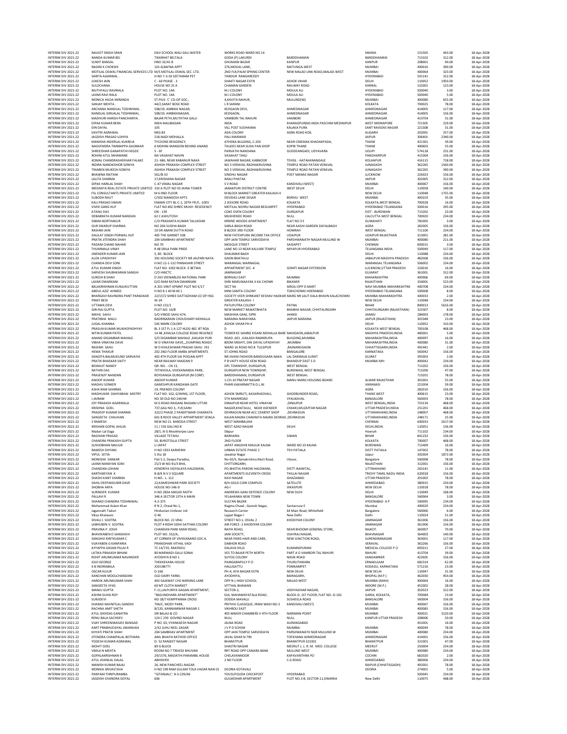| | | | | | | | | | |
|---|---|---|---|---|---|---|---|---|---|
| INTERIM DIV 2021-22 | NAVJOT SINGH SRAN | DAV SCHOOL WALI GALI WATER | WORKS ROAD WARD NO 14 | | MANSA | 151505 | 443.00 | 18-Apr-2028 |
| INTERIM DIV 2021-22 | NANDA KUMAR BEJ | TIKARHAT BELTALA | GODA (P) LAKURDI | BARDDHAMAN | BARDDHAMAN | 713102 | 312.00 | 18-Apr-2028 |
| INTERIM DIV 2021-22 | SUMIT BANSAL | HNO 32/41 B | GHUMANI BAZAR | KANPUR | KANPUR | 208001 | 94.00 | 18-Apr-2028 |
| INTERIM DIV 2021-22 | RAGINI K CHOKSHI | 101-B,BAFNA APPT | 276,MOGAL LANE, | MATUNGA-WEST | MUMBAI | 400016 | 390.00 | 18-Apr-2028 |
| INTERIM DIV 2021-22 | MOTILAL OSWAL FINANCIAL SERVICES LTD | M/S MOTILAL OSWAL SEC. LTD. | 2ND FLR,PALM SPRING CENTER | NEW MALAD LINK ROAD,MALAD-WEST | MUMBAI | 400064 | 323.00 | 18-Apr-2028 |
| INTERIM DIV 2021-22 | SARITA AGARWAL . | H NO 7-3-50 SEETARAM PET | TANDUR RANGAREDDY | | HYDERABAD | 501141 | 312.00 | 18-Apr-2028 |
| INTERIM DIV 2021-22 | LOKESH JAIN | C - 60 PHASE - 3 | SHAKTI NAGAR EXTN | ASHOK VIHAR | DELHI | 110052 | 1950.00 | 18-Apr-2028 |
| INTERIM DIV 2021-22 | SULOCHANA . | HOUSE NO 25 A | CHAMAN GARDEN | RAILWAY ROAD | KARNAL | 132001 | 123.00 | 18-Apr-2028 |
| INTERIM DIV 2021-22 | MUTHYALU RAVIRALA | PLOT NO. 14A | M J COLONY | MOULA ALI | HYDERABAD | 500040 | 3.00 | 18-Apr-2028 |
| INTERIM DIV 2021-22 | LAXMI RAVI RALA | PLOT NO. 14A | M J COLONY | MOULA ALI | HYDERABAD | 500040 | 5.00 | 18-Apr-2028 |
| INTERIM DIV 2021-22 | MONICA HILDA MIRANDA | ST.PIUS `C` CO-OP.SOC., | 4,KAVITA NAHUR, | MULUND(W) | MUMBAI | 400080 | 655.00 | 18-Apr-2028 |
| INTERIM DIV 2021-22 | SANJAY MEHTA . | 44/2,SARAT BOSE ROAD | L R SARANI | | KOLKATA | 700025 | 78.00 | 18-Apr-2028 |
| INTERIM DIV 2021-22 | ARCHANA NANDLAL TOSHNIWAL . | 508/19, AMBIKA NAGAR, | KEDGAON DEVI, | AHMEDNAGAR | AHMEDNAGAR | 414005 | 117.00 | 18-Apr-2028 |
| INTERIM DIV 2021-22 | NANDLAL GIRIJALAL TOSHNIWAL . | 508/19, AMBIKANAGAR, | KEDGAON, | AHMEDNAGAR | AHMEDNAGAR | 414005 | 156.00 | 18-Apr-2028 |
| INTERIM DIV 2021-22 | MADHURI HARISH PANCHARIYA . | BAJAR PETH,MUTHTHA GALLI | VAMBORI TAL RAHURI | VAMBORI | AHMEDNAGAR | 413704 | 31.00 | 18-Apr-2028 |
| INTERIM DIV 2021-22 | DIPAK KUMAR BERA | INDA MALIBAGAN | INDA | KHARAGPUR(M) INDA PASCHIM MEDINIPUR | WEST MIDNAPORE | 721305 | 229.00 | 18-Apr-2028 |
| INTERIM DIV 2021-22 | DIN DAYAL | 105 | VILL POST SUDHAWAI | KALAKA PURA | SANT RAVIDAS NAGAR | 221308 | 31.00 | 18-Apr-2028 |
| INTERIM DIV 2021-22 | SAVITRI AGRAWAL | MIG-83 | ADA COLONY | AGRA ROAD KOIL | ALIGARH | 202001 | 257.00 | 18-Apr-2028 |
| INTERIM DIV 2021-22 | JAGDISH PRASAD LOHIYA | 218-NADI MOHALLA | PALI-MARWAR | | JAIPUR | 306401 | 2340.00 | 18-Apr-2028 |
| INTERIM DIV 2021-22 | MANISHA INDERLAL KUKREJA | TYCOONS RESIDENCY, | ATHENA BULDING, C-203 | NEAR CINEMAX KHADAKPADA, | THANE | 421301 | 39.00 | 18-Apr-2028 |
| INTERIM DIV 2021-22 | NAGVENDRA TIMMAPPA GAONKAR | 6 MOHINI MANSION BEHIND ANAND | TALKIES NEAR SUDA PAN SHOP | KOPRI THANE | THANE | 400603 | 55.00 | 18-Apr-2028 |
| INTERIM DIV 2021-22 | SHREEDHAR GANAPATHI HEGDE | 5 - 6F | PARVATHI NANDANA | GUDDEANGADI, UDYAVARA | UDUPI | 574118 | 231.00 | 18-Apr-2028 |
| INTERIM DIV 2021-22 | ROHINI ATUL MHAMANE | NA VASAHAT NAVIN | VASAHAT TAKLI | | PANDHARPUR | 413304 | 156.00 | 18-Apr-2028 |
| INTERIM DIV 2021-22 | KOMAL CHANDRASHEKHAR FALAKE | 21- 686, NEAR KABANUR NAKA | JAWAHAR NAGAR, KABNOOR | TEHSIL - HATAKANANGALE | KOLHAPUR | 416115 | 718.00 | 18-Apr-2028 |
| INTERIM DIV 2021-22 | INDIRA NANDKISHOR SONIYA | ASHISH PRAKASH COMPLEX STREET | NO 3 VERAVAL RADHAKRUSHNA | TEMPLE ROAD PATAN VERAVAL | JUNAGADH | 362265 | 1560.00 | 18-Apr-2028 |
| INTERIM DIV 2021-22 | TINABEN MUKESH SONIYA | ASHISH PRAKASH COMPLEX STREET | NO 3 VERAVAL RADHAKRUSHNA | TEMPLE ROAD PATAN VERAVAL | JUNAGADH | 362265 | 390.00 | 18-Apr-2028 |
| INTERIM DIV 2021-22 | BHAWNA RAITANI | 561/B-10 | SINDHU NAGAR | POST MANAS NAGAR | LUCKNOW | 226023 | 156.00 | 18-Apr-2028 |
| INTERIM DIV 2021-22 | LALITA SHARMA | 27,KRISHANA NAGAR | IMALI PHATAK | | JAIPUR | 302005 | 312.00 | 18-Apr-2028 |
| INTERIM DIV 2021-22 | DIPAK HARILAL SHAH | C-47 VIMAL NAGAR | S V ROAD | KANDIVALI (WEST) | MUMBAI | 400067 | 156.00 | 18-Apr-2028 |
| INTERIM DIV 2021-22 | MEDANTA REAL ESTATE PRIVATE LIMITED | 310 A PLOT NO 03 JAINA TOWER | JANAKPURI DISTRICT CENTRE | WEST DELHI | DELHI | 110058 | 140.00 | 18-Apr-2028 |
| INTERIM DIV 2021-22 | FSL CONSULTANTS PRIVATE LIMITED | M 6 IIND FLOOR | M BLOCK MARKET GREATER KAILASH-II | | NEW DELHI | 110048 | 1755.00 | 18-Apr-2028 |
| INTERIM DIV 2021-22 | SUBODH RAUT | C/502 MANGESH APTS | DEVIDAS LANE EKSAR | BORIVLI WEST | MUMBAI | 400103 | 35.00 | 18-Apr-2028 |
| INTERIM DIV 2021-22 | KALI PRASAD SWAIN | EMAMI CITY BL-C-1, 10TH FR,FL -1003 | 2 JESSORE ROAD | KOLKATA | KOLKATA,WEST BENGAL | 700028 | 16.00 | 18-Apr-2028 |
| INTERIM DIV 2021-22 | VIVEK GARG HUF | FLAT NO 402 SHREE MUKH RESEDENCY | MOTILAL NEHRU NAGAR BEGUMPET | HYDERABAD | HYDERABAD TELANGANA | 500016 | 295.00 | 18-Apr-2028 |
| INTERIM DIV 2021-22 | ATANU DAS | DN - 139 | COKE OVEN COLONY | DURGAPUR | DIST - BURDWAN | 713202 | 23.00 | 18-Apr-2028 |
| INTERIM DIV 2021-22 | DEBABRATA KUMAR NANDAN | 62 C ASHUTOSH | MUKHERJEE ROAD | NULL | CALCUTTA WEST BENGAL | 700020 | 234.00 | 18-Apr-2028 |
| INTERIM DIV 2021-22 | SIBANI BORTHAKUR | C/O PRASANTA KUMAR TALUKDAR | KRRINE WOODS APARTMENT | FLAT NO 3 E | GUWAHATI | 781005 | 3.00 | 18-Apr-2028 |
| INTERIM DIV 2021-22 | GUR SWARUP SHARMA | NO 20A SUDHA BAGH | SARLA BAGH ROAD | NEAR AASHI GARDEN DAYALBAGH | AGRA | 282005 | 156.00 | 18-Apr-2028 |
| INTERIM DIV 2021-22 | RASHMI JAIN | 10 DR ABANI DUTTA ROAD | B BLOCK 3RD FLOOR | HOWRAH | WEST BENGAL | 711106 | 234.00 | 18-Apr-2028 |
| INTERIM DIV 2021-22 | DAULAT SINGH PORWAL HUF | 405 THE GARNET 33B | NEW FATEHPURA INCOME TAX OFFICE | UDAIPUR | UDAIPUR RAJASTHAN | 313001 | 281.00 | 18-Apr-2028 |
| INTERIM DIV 2021-22 | PRATIK JITENDRA SHAH | 204 SAMBHAV APARTMENT | OPP JAIN TEMPLE SARVODAYA | PARSHWANATH NAGAR MULUND W | MUMBAI | 400080 | 211.00 | 18-Apr-2028 |
| INTERIM DIV 2021-22 | PADAM CHAND NAHAR | NO 70 | MOSQUE STREET | SAIDAPET | CHENNAI | 600015 | 3.00 | 18-Apr-2028 |
| INTERIM DIV 2021-22 | THUMMALA VINAY | R 48 SRILA PARK PRIDE | LANE NO 13 NEAR KALVARI TEMPLE | MIYAPUR HYDERABAD | TELANGANA INDIA | 500049 | 117.00 | 18-Apr-2028 |
| INTERIM DIV 2021-22 | JINENDER KUMAR JAIN | 5, BE- BLOCK | SHALIMAR BAGH | | DELHI | 110088 | 234.00 | 18-Apr-2028 |
| INTERIM DIV 2021-22 | ALOK UPADHYAY | 391 HOUSING SOCIETY NR JALPARI NAYA | GAON BHATAULI | | JABALPUR MADHYA PRADESH | 482008 | 156.00 | 18-Apr-2028 |
| INTERIM DIV 2021-22 | CHANDA DEVI SONI | H.NO 12-1-132 PINNAVARI STREET | KHAMMAM WARNAGAL | | WARANGAL TELANGANA | 506002 | 234.00 | 18-Apr-2028 |
| INTERIM DIV 2021-22 | ATUL KUMAR SINGH | FLAT NO. 1002 BLOCK -E BETWA | APPARTMENT SEC -4 | GOMTI NAGAR EXTENSION | LUCKNOW,UTTAR PRADESH | 226010 | 16.00 | 18-Apr-2028 |
| INTERIM DIV 2021-22 | SARVESH SHUBHKARAN SANGHI | C/O HWCTC | JAMNAGAR | | GUJARAT | 361001 | 312.00 | 18-Apr-2028 |
| INTERIM DIV 2021-22 | SURESH B SHAH | D 203 VEENABLDG NATIONAL PARK | BORIVALI EAST | MUMBAI | MAHARASHTRA | 400066 | 69.00 | 18-Apr-2028 |
| INTERIM DIV 2021-22 | LAXMI DWARKANI | D/O RAM RATAN DWARKANI | SHRI MARUNAAYAK JI KA CHOWK | BIKANER | RAJASTHAN | 334001 | 523.00 | 18-Apr-2028 |
| INTERIM DIV 2021-22 | BALAKRISHNAN KUNJUKUTTAN | A 201 VINIT APMNT PLOT NO E/17 | SECT 9A | AIROLI OPP D MART | NAVI MUMBAI MAHARASHTRA | 400708 | 234.00 | 18-Apr-2028 |
| INTERIM DIV 2021-22 | ABDUL AZIZ AHMED | H NO 8 1 40 M 40 1 | MINI SAMTA COLONY | TOKICHOWKI HDERABAD | HYDERABAD TELANGANA | 500008 | 8.00 | 18-Apr-2028 |
| INTERIM DIV 2021-22 | BHARGAVI RAVINDRA PANT PARADKAR | 22/1572 SHREE DATTADHAM CO OP HSG | SOCIETY VEER SHRIKANT KESHAV HADKAR MARG NR LALIT KALA BHAVN KALACHOWKI | | MUMBAI MAHARASHTRA | 400033 | 2.00 | 18-Apr-2028 |
| INTERIM DIV 2021-22 | PINKY BEDI | W-24 | GREATER KAILASH- I | | NEW DELHI | 110048 | 234.00 | 18-Apr-2028 |
| INTERIM DIV 2021-22 | UTTAMA DEVI | H NO 131/1 | PATLIPUTRA COLONY | PATNA | BIHAR | 800013 | 5616.00 | 18-Apr-2028 |
| INTERIM DIV 2021-22 | GIRIRAJ GUPTA | PLOT NO. 16/B | NEW MARKET RAWATBHATA | BHABHA NAGAR, CHHITAURGARH | CHHITAURGARH (RAJASTHAN) | 323307 | 8.00 | 18-Apr-2028 |
| INTERIM DIV 2021-22 | NIKHIL SAHU | S/O VINOD SAHU 674, | MASHIHA GANJ, SIPRI | JHANSI | JHANSI | 284003 | 178.00 | 18-Apr-2028 |
| INTERIM DIV 2021-22 | PRATIBHA MALU | BADRINARAIN CHOUDHARY MOHALLA | NARAINA NARAYANA | JAIPUR NARAINA | JAIPUR (RAJASTHAN) | 303348 | 23.00 | 18-Apr-2028 |
| INTERIM DIV 2021-22 | JUGAL KHANNA | 545 NIMRI COLONY | ASHOK VIHAR PH-4 | | DELHI | 110052 | 310.00 | 18-Apr-2028 |
| INTERIM DIV 2021-22 | PRASUN KUMAR MUKHOPADHYAY | BL 3 1ST FL 1 A 127 HLDG 482 BT ROA | D | | KOLKATA WEST BENGAL | 700108 | 468.00 | 18-Apr-2028 |
| INTERIM DIV 2021-22 | NITIN KUMAR PATEL | 14 48 ,KHALSA COLLEGE ROAD REUENCE | TOWER KE SAMNE KISANI MOHALLA BARE MAHGAON,JABALPUR | | MADHYA PRADESH,INDIA | 483001 | 5.00 | 18-Apr-2028 |
| INTERIM DIV 2021-22 | ANAND DIGAMBAR MAHALE | S/O DIGAMBAR MAHALE ,KAILASH PURI | ROAD ,601 , KAILASH RAMKRUPA | BUILDING,MUMBAI | MAHARASHTRA,INDIA | 400097 | 16.00 | 18-Apr-2028 |
| INTERIM DIV 2021-22 | VIBHA VINAYAK DAVE | W O VINAYAK DAVE,,,DUMPING ROADC | 800M SRISHTI, DIN DAYAL UPADHYAY | ,MUMBAI | MAHARASHTRA,INDIA | 400080 | 31.00 | 18-Apr-2028 |
| INTERIM DIV 2021-22 | RASHMI SAHU | W O KHILESHWAR PRASAD SAHU 191 | WARD 16 ROAD NO 8 TULSIPUR | ,RAJNANDGAON | CHHATTISGARH,INDIA | 491441 | 2.00 | 18-Apr-2028 |
| INTERIM DIV 2021-22 | HEMA THAKUR | 202 2ND FLOOR AMBA APARTMENTS | ST JOHNS ROAD | BANGALORE | KARNATAKA | 560042 | 156.00 | 18-Apr-2028 |
| INTERIM DIV 2021-22 | SANGITA BALMUKUND SARVAIYA | 402 4TH FLOOR SAI POOJAN APPT | NR JIVANI FASHION BANDUGARA NAKA | LAL DARWAJA SURAT | GUJRAT | 395003 | 2.00 | 18-Apr-2028 |
| INTERIM DIV 2021-22 | PRATIK BHASKAR VAITY | NEAR RAILWAY MAIDAN 9 | P B VAITY HOUSE KENI ROAD | BHANDUP EAST S O | MUMBAI MH | 400042 | 234.00 | 18-Apr-2028 |
| INTERIM DIV 2021-22 | BISWAJIT NANDY | QR. NO. - CN 13, | DPL TOWNSHIP, DURGAPUR, | WEST BENGAL | | 713202 | 156.00 | 18-Apr-2028 |
| INTERIM DIV 2021-22 | RATHIN DAS | TETIKHOLA, VIVEKANANDA PARK, | DURGAPUR NEW TOWNSHIP, | BURDWAN, WEST BENGAL | | 713206 | 47.00 | 18-Apr-2028 |
| INTERIM DIV 2021-22 | PRASENJIT NANDAN | ROYDANGA DURGAPUR (M CORP) | BARDDHAMAN, DURGAPUR | WEST BENGAL | | 713201 | 78.00 | 18-Apr-2028 |
| INTERIM DIV 2021-22 | ANOOP KUMAR | ANOOP KUMAR | 1-CH-10 PRATAP NAGAR | MANU MARG HOUSING BOARD | ALWAR RAJASTHAN | 301001 | 55.00 | 18-Apr-2028 |
| INTERIM DIV 2021-22 | MADHU SONKER | GANESHPUR KANDAWA GATE | PHARI KAKARMATTA D.L.W. | | VARANASI | 221004 | 39.00 | 18-Apr-2028 |
| INTERIM DIV 2021-22 | ASHA RAM SHARMA | 19, FRIENDS COLONY | | | AGRA | 282010 | 156.00 | 18-Apr-2028 |
| INTERIM DIV 2021-22 | MADHUKAR DAHYABHAI MISTRY | FLAT NO. 102, G/WING, 1ST FLOOR, | ASHOK SMRUTI, KASARVADVALI, | GHODBUNDER ROAD, | THANE WEST | 400615 | 23.00 | 18-Apr-2028 |
| INTERIM DIV 2021-22 | J JAIRAM | NO 30 OLD NO 244/44 | 5TH MAINROAD | VYALIKAVAL | BANGALORE | 560003 | 78.00 | 18-Apr-2028 |
| INTERIM DIV 2021-22 | JOY PRAKASH AGARWALA | M G ROAD RAIGANJ RAIGANJ UTTAR | DINAJPUR NEAR HOTEL VINAYAK | ,DINAJPUR | WEST BENGAL,INDIA | 733134 | 468.00 | 18-Apr-2028 |
| INTERIM DIV 2021-22 | KRISHNA GOEL | 737,GALI NO 3,, FLR,SAINI | NAGAR,KHATAULI, NEAR VIJENDER | CHAKKI,MUZAFFAR NAGAR | UTTAR PRADESH,INDIA | 251201 | 468.00 | 18-Apr-2028 |
| INTERIM DIV 2021-22 | PRADEEP KUMAR SHARMA | 322/2 PHASE 2 PANDITWARI CHAKRATA | DEHRADUN NEAR ACC CEMENT SHOP | ,DEHRADUN | UTTARAKHAND,INDIA | 248007 | 468.00 | 18-Apr-2028 |
| INTERIM DIV 2021-22 | SANGEETA CHAUHAN | 601 8 ROCK VALLEY APPARTMENT SEWLA | KALAN MAJRA CHAKRATA MAJRA DEHRAD ,DEHRADUN | | UTTARAKHAND,INDIA | 248171 | 25.00 | 18-Apr-2028 |
| INTERIM DIV 2021-22 | S RAMESH | NEW NO 21 BARODA STREET | WEST MAMBALAM | | CHENNAI | 600033 | 2617.00 | 18-Apr-2028 |
| INTERIM DIV 2021-22 | KRISHAN GOPAL AHUJA | 11 / 156 GALI NO 8 | WEST AZAD NAGAR | DELHI | DELHI,INDIA | 110051 | 156.00 | 18-Apr-2028 |
| INTERIM DIV 2021-22 | Madan Lal Daga | 28/1, N G Mookherjee Lane | Sibpur | | Howrah | 711102 | 234.00 | 18-Apr-2028 |
| INTERIM DIV 2021-22 | RAGHAW PRASAD | VILLAGE TETAHLI | BARHARIA | SIWAN | BIHAR | 841232 | 156.00 | 18-Apr-2028 |
| INTERIM DIV 2021-22 | CHANDRA PRAKASH GUPTA | 50, BUROTOLLA STREET | 2ND FLOOR | | KOLKATA | 700007 | 468.00 | 18-Apr-2028 |
| INTERIM DIV 2021-22 | SUSHOBHAN MAULIK | U JAPAT | JAPAT ANISSHIK MAULIK KALNA | WARD NO 10 KALNA | BURDWAN | 713409 | 16.00 | 18-Apr-2028 |
| INTERIM DIV 2021-22 | RAMESH DHYANI | H NO 1933 KARHERHI | URBAN ESTATE PHASE 2 | TEH PATIALA | DISTT PATIALA | 147002 | 78.00 | 18-Apr-2028 |
| INTERIM DIV 2021-22 | VIPUL SETIA | 5 Jha 18 | Jawahar Nagar | | Jaipur | 302004 | 1872.00 | 18-Apr-2028 |
| INTERIM DIV 2021-22 | MONISHA SANKAR | Flat S-2, Deepa Paradise, | No-65/5, Ramakrishna Mutt Road, | Ulsoor, | Bangalore | 560008 | 78.00 | 18-Apr-2028 |
| INTERIM DIV 2021-22 | LAXMI NARAYAN SONI | 25/3 W NO-91/3 BHA, | CHITTORGARH, | | RAJASTHAN | 312001 | 156.00 | 18-Apr-2028 |
| INTERIM DIV 2021-22 | CHANDAN LOHANI | KENDRIYA VIDYALAYA HALDWANI, | PO-BHOTIA PAROW HALDWANI, | DISTT-NAINITAL, | UTTRAKHAND | 263141 | 11.00 | 18-Apr-2028 |
| INTERIM DIV 2021-22 | KARTHIKEYAN K | B-8/K N V V SQUARE | APARTMENTS ELEVENTH CROSS | THILLAI NAGAR | TRICHY TAMIL NADU INDIA | 620018 | 156.00 | 18-Apr-2028 |
| INTERIM DIV 2021-22 | SHASHI KANT SHARMA | H.NO.- L- 112 | KAVI NAGAR | GHAZIABAD | UTTAR PRADESH | 201002 | 78.00 | 18-Apr-2028 |
| INTERIM DIV 2021-22 | SAHIL DEEPAKKUMR DAVE | 22,KAMESHWAR PARK SOCIETY | B/H.GOLD COIN COMPLEX | SATELLITE | AHMEDABAD | 380015 | 234.00 | 18-Apr-2028 |
| INTERIM DIV 2021-22 | SHOBHA ARYA | HOUSE NO-146-D | AG-I | VIKASPURI | NEW DELHI | 110018 | 78.00 | 18-Apr-2028 |
| INTERIM DIV 2021-22 | SURINDER KUMAR | H NO 283A MASJID MOTH | ANDREWS GANJ DEFENCE COLONY | NEW DLEH | DELHI | 110049 | 168.00 | 18-Apr-2028 |
| INTERIM DIV 2021-22 | PALLAVI R | 346 A SECTOR 13TH A MAIN | YELAHANKA NEW TOWN | | BANGALORE | 560064 | 3.00 | 18-Apr-2028 |
| INTERIM DIV 2021-22 | SHARAD CHANDRA TOSHNIWAL | 4-2-375 | SULTAN BAZAR | | HYDERABAD A P | 500095 | 234.00 | 18-Apr-2028 |
| INTERIM DIV 2021-22 | Mohammad Aslam Khan | R N 2, Chwal No 1, | Nagma Chawl , Ganesh Nagar, | Santacruz E | Mumbai | 400029 | 234.00 | 18-Apr-2028 |
| INTERIM DIV 2021-22 | Jagannath Taduri | Hindustan Unilever Ltd | Research Center | 64 Main Road, Whitefield | Bangalore | 560066 | 6.00 | 18-Apr-2028 |
| INTERIM DIV 2021-22 | Vikas Khatwani | G 46 | Lajpat Nagar I | New Delhi | Delhi | 110024 | 51.00 | 18-Apr-2028 |
| INTERIM DIV 2021-22 | DIVALI J. SOJITRA | BLOCK NO. 21 VRAJ | STREET NO.1, OSVAL 2 | KHODIYAR COLONY | JAMNAGAR | 361006 | 156.00 | 18-Apr-2028 |
| INTERIM DIV 2021-22 | LABHUBEN V. SOJITRA | PLOT 4 RIDHI SIDHI SATYAM COLONY | AIR FORCE -2 KHODIYAR COLONY | | JAMNAGAR | 361006 | 156.00 | 18-Apr-2028 |
| INTERIM DIV 2021-22 | PRAVINA P. JOSHI | CHANDAN PARK MIAN ROAD, | RAIYA ROAD, | NEAR BHOOMI GENERAL STORE, | RAJKOT. | 360007 | 70.00 | 18-Apr-2028 |
| INTERIM DIV 2021-22 | BHAVIKABEN D SANGHAVI | PLOT NO. 552/A, | JAIN SOCIETY, | VIJAYRAJ NAGAR, | BHAVNAGAR | 364003 | 140.00 | 18-Apr-2028 |
| INTERIM DIV 2021-22 | SANGHVI KIRTIKUMAR C | AT CORNER OF VIVEKANAND SOC-4, | NEAR PARIS HAIR AND CARE, | NEW JUNCTION ROAD, | SURENDRANAGAR | 363001 | 117.00 | 18-Apr-2028 |
| INTERIM DIV 2021-22 | VIJAYABEN G KANPARIA | PRANIDHAN VITHAL VADI | DABHOR ROAD | | VERAVAL | 362266 | 156.00 | 18-Apr-2028 |
| INTERIM DIV 2021-22 | AYYAPPA DASAN PILLAI R | TC 14/719, RAKENDU | DALAVA HILLS | KUMARAPURAM | MEDICAL COLLEGE P O | 695011 | 27.00 | 18-Apr-2028 |
| INTERIM DIV 2021-22 | LATIKA PRAKASH BIHANI | 80 MARWADI GALLI SONAI | VES TO BAJAR PETH NORTH | PART A O VAMBORI TAL RAHURI | RAHURI | 413704 | 39.00 | 18-Apr-2028 |
| INTERIM DIV 2021-22 | ROHIT ARUNKUMAR NAVANDER | AYODHYA B NO 1 | SUYOG COLONY | NASIK ROAD | SANGAMNER | 422605 | 156.00 | 18-Apr-2028 |
| INTERIM DIV 2021-22 | JOJO GEORGE | THEKKEKARA HOUSE | PAINGARAPILLY P.O | THURUTHIKARA | ERNAKULAM | 682314 | 62.00 | 18-Apr-2028 |
| INTERIM DIV 2021-22 | K B INDIRABALA | JODUBETTU | HALLIGATTU | PONNAMPET | KODAGU, KARNATAKA | 571216 | 23.00 | 18-Apr-2028 |
| INTERIM DIV 2021-22 | OSCAR KUJUR | D-166 | PH-4, AYA NAGAR EXTN | NEW DELHI | NEW DELHI | 110047 | 31.00 | 18-Apr-2028 |
| INTERIM DIV 2021-22 | KANCHAN MOOLCHANDANI | OLD DAIRY FARM, | AYODHYA, | BAIRAGARH, | BHOPAL (M.P.) | 462030 | 454.00 | 18-Apr-2028 |
| INTERIM DIV 2021-22 | HARDIK ARUNKUMAR SHAH | 403 SAJAWAT CHS NARSING LANE | OPP N L HIGH SCHOOL | MALAD WEST | MUMBAI (MAH) | 400064 | 16.00 | 18-Apr-2028 |
| INTERIM DIV 2021-22 | SANGEETA VYAS | 60 MT CLOTH MARKET | VITTHAL BHAWAN | . | INDORE (M.P.) | 452002 | 28.00 | 18-Apr-2028 |
| INTERIM DIV 2021-22 | MANJU GUPTA | F-11,LALPURIYA GAGAN APARTMENT, | SECTOR-2, | VIDHYADHAR NAGAR, | JAIPUR | 302023 | 312.00 | 18-Apr-2028 |
| INTERIM DIV 2021-22 | ASHIM GUHA ROY | "BASUNDHARA APARTMENT" | 616, MAHAMAYATALA ROAD, | BLOCK-D, 1ST FLOOR, FLAT NO.-D-102 | GARIA, KOLKATA, | 700084 | 23.00 | 18-Apr-2028 |
| INTERIM DIV 2021-22 | SURJIDEVI | NO 28/7 KEMPPANNA CROSS | DODDA MAVALLI | SUSHEELA ROAD | BANGALORE | 560004 | 156.00 | 18-Apr-2028 |
| INTERIM DIV 2021-22 | SHARAD NAVNITLAL GANDHI | 704/C, MODY PARK, | PRITHVI CLASSIQUE, IRANI WADI NO.3 | KANDIVALI (WEST) | MUMBAI | 400067 | 156.00 | 18-Apr-2028 |
| INTERIM DIV 2021-22 | RACHNA AMIT SHETH | 8/120, KANNAMWAR NAGAR-1 | VIKHROLI EAST | | MUMBAI | 400083 | 156.00 | 18-Apr-2028 |
| INTERIM DIV 2021-22 | ATUL SHIVDAS GANATRA | SRI BALAJI & CO | 405 MAKER CHAMBERS V 4TH FLOOR | NARIMAN POINT | MUMBAI | 400021 | 3120.00 | 18-Apr-2028 |
| INTERIM DIV 2021-22 | RENU BALA SACHDEV | 124 C 239 GOVIND NAGAR | NULL | NULL | KANPUR UTTAR PRADESH | 208006 | 50.00 | 18-Apr-2028 |
| INTERIM DIV 2021-22 | VIJAY SHREENIWASJEE BANGAD | P NO. 63, VYANKAESH NAGAR | JALNA ROAD | AURANGABAD | | 431001 | 16.00 | 18-Apr-2028 |
| INTERIM DIV 2021-22 | AMIT PRABHUDAYAL JIWARAJKA | 2/32 JUHU NEEL SAGAR | J V P D SCHEM | MUMBAI | MUMBAI | 400049 | 78.00 | 18-Apr-2028 |
| INTERIM DIV 2021-22 | KHYATI PRATIK SHAH | 204 SAMBHAV APARTMENT | OPP JAIN TEMPLE SARVODAYA | PARSHWANATH NGR MULUND W | MUMBAI | 400080 | 234.00 | 18-Apr-2028 |
| INTERIM DIV 2021-22 | JITENDRA CHAMPALAL BOTHARA | ANIL BHAIYA RATHOD OFFICE | JAVAL GHAR N 799 | TOFKHANA AHMEDNAGAR | AHMEDNAGAR | 414001 | 156.00 | 18-Apr-2028 |
| INTERIM DIV 2021-22 | YOGESH KUMAR AGRAWAL | D- 52 RANJEET NAGAR | BHARATPUR | BHARATPUR 321001 | BHARATPUR | 321001 | 47.00 | 18-Apr-2028 |
| INTERIM DIV 2021-22 | MOHIT GOEL | 89 G BLOCK | SHASTRI NAGAR | MEERUT L. L. R. M. MED. COLLEGE | MEERUT | 250004 | 234.00 | 18-Apr-2028 |
| INTERIM DIV 2021-22 | VIMLA N MEHTA | ROOM NO 7 TRIVEDI BHUVAN | RRT ROAD OPP CANARA BANK | MULUND WEST | MUMBAI | 400080 | 234.00 | 18-Apr-2028 |
| INTERIM DIV 2021-22 | GOPALAKRISHNAN B | 29/1576, MADATHI PARAMBIL HOUSE | CHELAVANNOOR | KAPAVANTHRA PO | COCHIN | 682020 | 2.00 | 18-Apr-2028 |
| INTERIM DIV 2021-22 | ATUL JIVANLAL DALAL | ABHISHEK | 2 ND FLOOR | C.G.ROAD | AHMEDABAD | 380006 | 234.00 | 18-Apr-2028 |
| INTERIM DIV 2021-22 | MANISH KUMAR BAJAJ | 26, NEW PANCHEEL NAGAR | | | RAIPUR (CHHATISGADH) | 492001 | 78.00 | 18-Apr-2028 |
| INTERIM DIV 2021-22 | MONIKA SRIVASTAVA | H NO 199 RAM GULAM TOLA VADAR NAN 01 | DEORIA KOTAVALI | | DEORIA | 274001 | 5.00 | 18-Apr-2028 |
| INTERIM DIV 2021-22 | PANYAM THRIPURAMBA | "GITANJALI", 8-3-229/A6 | YOUSUFGUDA CHECKPOST | HYDERABAD | | 500045 | 234.00 | 18-Apr-2028 |
| INTERIM DIV 2021-22 | JAGDISH CHANDRA GOYAL | 606 | GULMOHAR APARTMENT | PLOT NO.3-B, SECTOR-11,DWARKA | New Delhi | 110075 | 468.00 | 18-Apr-2028 |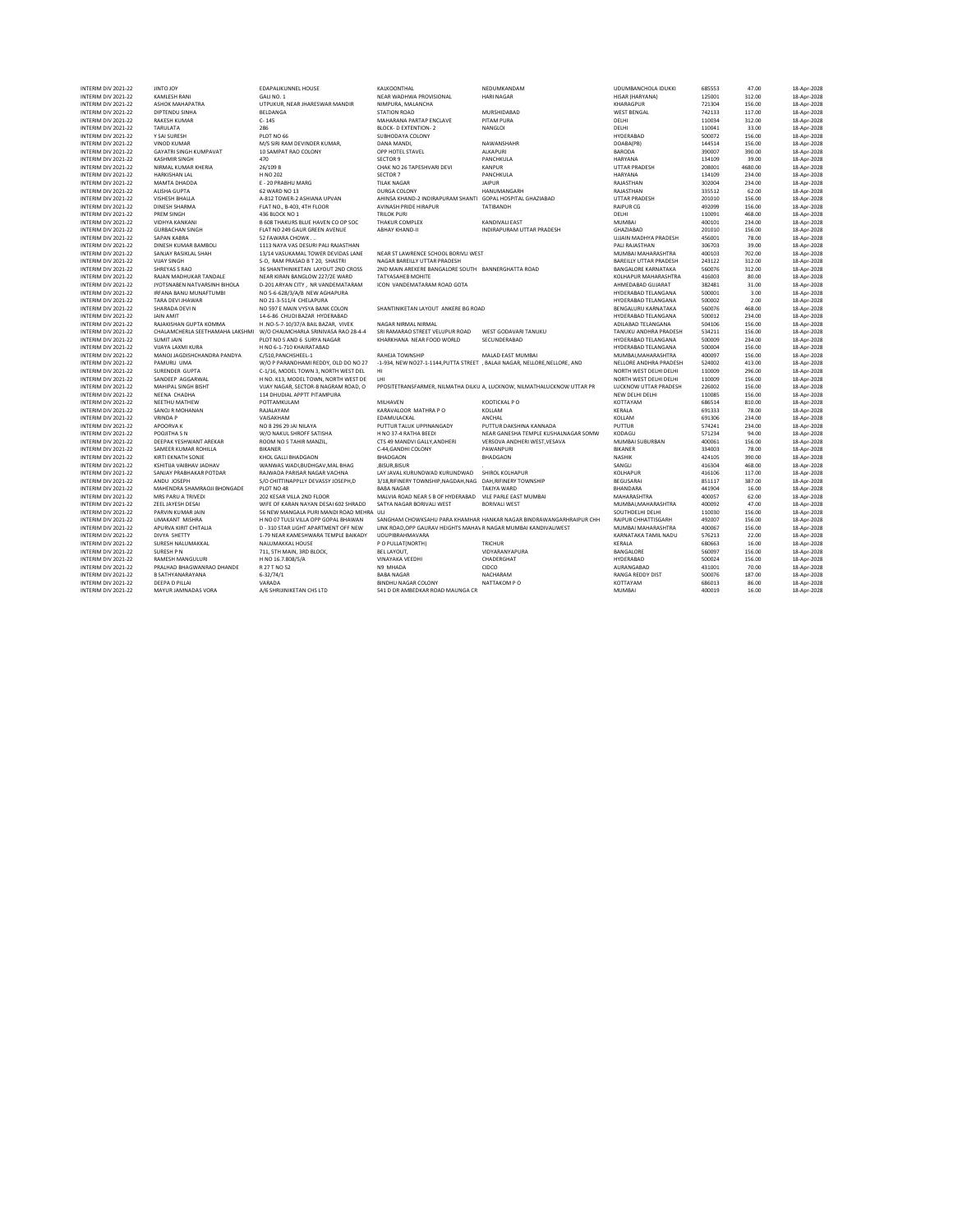| | | | | | | | | |
|---|---|---|---|---|---|---|---|---|
| INTERIM DIV 2021-22 | JINTO JOY | EDAPALIKUNNEL HOUSE | KALKOONTHAL | NEDUMKANDAM | UDUMBANCHOLA IDUKKI | 685553 | 47.00 | 18-Apr-2028 |
| INTERIM DIV 2021-22 | KAMLESH RANI | GALI NO. 1 | NEAR WADHWA PROVISIONAL | HARI NAGAR | HISAR (HARYANA) | 125001 | 312.00 | 18-Apr-2028 |
| INTERIM DIV 2021-22 | ASHOK MAHAPATRA | UTPUKUR, NEAR JHARESWAR MANDIR | NIMPURA, MALANCHA | | KHARAGPUR | 721304 | 156.00 | 18-Apr-2028 |
| INTERIM DIV 2021-22 | DIPTENDU SINHA | BELDANGA | STATION ROAD | MURSHIDABAD | WEST BENGAL | 742133 | 117.00 | 18-Apr-2028 |
| INTERIM DIV 2021-22 | RAKESH KUMAR | C- 145 | MAHARANA PARTAP ENCLAVE | PITAM PURA | DELHI | 110034 | 312.00 | 18-Apr-2028 |
| INTERIM DIV 2021-22 | TARULATA | 286 | BLOCK- D EXTENTION- 2 | NANGLOI | DELHI | 110041 | 33.00 | 18-Apr-2028 |
| INTERIM DIV 2021-22 | Y SAI SURESH | PLOT NO 66 | SUBHODAYA COLONY | | HYDERABAD | 500072 | 156.00 | 18-Apr-2028 |
| INTERIM DIV 2021-22 | VINOD KUMAR | M/S SIRI RAM DEVINDER KUMAR, | DANA MANDI, | NAWANSHAHR | DOABA(PB) | 144514 | 156.00 | 18-Apr-2028 |
| INTERIM DIV 2021-22 | GAYATRI SINGH KUMPAVAT | 10 SAMPAT RAO COLONY | OPP HOTEL STAVEL | ALKAPURI | BARODA | 390007 | 390.00 | 18-Apr-2028 |
| INTERIM DIV 2021-22 | KASHMIR SINGH | 470 | SECTOR 9 | PANCHKULA | HARYANA | 134109 | 39.00 | 18-Apr-2028 |
| INTERIM DIV 2021-22 | NIRMAL KUMAR KHERIA | 26/109 B | CHAK NO 26 TAPESHVARI DEVI | KANPUR | UTTAR PRADESH | 208001 | 4680.00 | 18-Apr-2028 |
| INTERIM DIV 2021-22 | HARKISHAN LAL | H NO 202 | SECTOR 7 | PANCHKULA | HARYANA | 134109 | 234.00 | 18-Apr-2028 |
| INTERIM DIV 2021-22 | MAMTA DHADDA | E - 20 PRABHU MARG | TILAK NAGAR | JAIPUR | RAJASTHAN | 302004 | 234.00 | 18-Apr-2028 |
| INTERIM DIV 2021-22 | ALISHA GUPTA | 62 WARD NO 13 | DURGA COLONY | HANUMANGARH | RAJASTHAN | 335512 | 62.00 | 18-Apr-2028 |
| INTERIM DIV 2021-22 | VISHESH BHALLA | A-812 TOWER-2 ASHIANA UPVAN | AHINSA KHAND-2 INDIRAPURAM SHANTI | GOPAL HOSPITAL GHAZIABAD | UTTAR PRADESH | 201010 | 156.00 | 18-Apr-2028 |
| INTERIM DIV 2021-22 | DINESH SHARMA | FLAT NO., B-403, 4TH FLOOR | AVINASH PRIDE HIRAPUR | TATIBANDH | RAIPUR CG | 492099 | 156.00 | 18-Apr-2028 |
| INTERIM DIV 2021-22 | PREM SINGH | 436 BLOCK NO 1 | TRILOK PURI | | DELHI | 110091 | 468.00 | 18-Apr-2028 |
| INTERIM DIV 2021-22 | VIDHYA KANKANI | B 608 THAKURS BLUE HAVEN CO OP SOC | THAKUR COMPLEX | KANDIVALI EAST | MUMBAI | 400101 | 234.00 | 18-Apr-2028 |
| INTERIM DIV 2021-22 | GURBACHAN SINGH | FLAT NO 249 GAUR GREEN AVENUE | ABHAY KHAND-II | INDIRAPURAM UTTAR PRADESH | GHAZIABAD | 201010 | 156.00 | 18-Apr-2028 |
| INTERIM DIV 2021-22 | SAPAN KABRA | 52 FAWARA CHOWK . . | | | UJJAIN MADHYA PRADESH | 456001 | 78.00 | 18-Apr-2028 |
| INTERIM DIV 2021-22 | DINESH KUMAR BAMBOLI | 1113 NAYA VAS DESURI PALI RAJASTHAN | | | PALI RAJASTHAN | 306703 | 39.00 | 18-Apr-2028 |
| INTERIM DIV 2021-22 | SANJAY RASIKLAL SHAH | 13/14 VASUKAMAL TOWER DEVIDAS LANE | NEAR ST LAWRENCE SCHOOL BORIVLI WEST | | MUMBAI MAHARASHTRA | 400103 | 702.00 | 18-Apr-2028 |
| INTERIM DIV 2021-22 | VIJAY SINGH | S-O, RAM PRASAD B T 20, SHASTRI | NAGAR BAREILLY UTTAR PRADESH | | BAREILLY UTTAR PRADESH | 243122 | 312.00 | 18-Apr-2028 |
| INTERIM DIV 2021-22 | SHREYAS S RAO | 36 SHANTHINIKETAN LAYOUT 2ND CROSS | 2ND MAIN AREKERE BANGALORE SOUTH | BANNERGHATTA ROAD | BANGALORE KARNATAKA | 560076 | 312.00 | 18-Apr-2028 |
| INTERIM DIV 2021-22 | RAJAN MADHUKAR TANDALE | NEAR KIRAN BANGLOW 227/2E WARD | TATYASAHEB MOHITE | | KOLHAPUR MAHARASHTRA | 416003 | 80.00 | 18-Apr-2028 |
| INTERIM DIV 2021-22 | JYOTSNABEN NATVARSINH BIHOLA | D-201 ARYAN CITY , NR VANDEMATARAM | ICON VANDEMATARAM ROAD GOTA | | AHMEDABAD GUJARAT | 382481 | 31.00 | 18-Apr-2028 |
| INTERIM DIV 2021-22 | IRFANA BANU MUNAFTUMBI | NO 5-6-628/3/A/B NEW AGHAPURA | | | HYDERABAD TELANGANA | 500001 | 3.00 | 18-Apr-2028 |
| INTERIM DIV 2021-22 | TARA DEVI JHAWAR | NO 21-3-511/4 CHELAPURA | | | HYDERABAD TELANGANA | 500002 | 2.00 | 18-Apr-2028 |
| INTERIM DIV 2021-22 | SHARADA DEVI N | NO 597 E MAIN VYSYA BANK COLON | SHANTINIKETAN LAYOUT ANKERE BG ROAD | | BENGALURU KARNATAKA | 560076 | 468.00 | 18-Apr-2028 |
| INTERIM DIV 2021-22 | JAIN AMIT | 14-6-86 CHUDI BAZAR HYDERABAD | | | HYDERABAD TELANGANA | 500012 | 234.00 | 18-Apr-2028 |
| INTERIM DIV 2021-22 | RAJAKISHAN GUPTA KOMMA | H .NO-5-7-10/37/A BAIL BAZAR, VIVEK | NAGAR NIRMAL NIRMAL | | ADILABAD TELANGANA | 504106 | 156.00 | 18-Apr-2028 |
| INTERIM DIV 2021-22 | CHALAMCHERLA SEETHAMAHA LAKSHMI | W/O CHALAMCHARLA SRINIVASA RAO 28-4-4 | SRI RAMARAO STREET VELUPUR ROAD | WEST GODAVARI TANUKU | TANUKU ANDHRA PRADESH | 534211 | 156.00 | 18-Apr-2028 |
| INTERIM DIV 2021-22 | SUMIT JAIN | PLOT NO 5 AND 6 SURYA NAGAR | KHARKHANA NEAR FOOD WORLD | SECUNDERABAD | HYDERABAD TELANGANA | 500009 | 234.00 | 18-Apr-2028 |
| INTERIM DIV 2021-22 | VIJAYA LAXMI KURA | H NO 6-1-710 KHAIRATABAD | | | HYDERABAD TELANGANA | 500004 | 156.00 | 18-Apr-2028 |
| INTERIM DIV 2021-22 | MANOJ JAGDISHCHANDRA PANDYA | C/510,PANCHSHEEL-1 | RAHEJA TOWNSHIP | MALAD EAST MUMBAI | MUMBAI,MAHARASHTRA | 400097 | 156.00 | 18-Apr-2028 |
| INTERIM DIV 2021-22 | PAMURU UMA | W/O P PARANDHAMI REDDY, OLD DO NO 27 | -1-934, NEW NO27-1-1144,PUTTA STREET | , BALAJI NAGAR, NELLORE,NELLORE, AND | NELLORE ANDHRA PRADESH | 524002 | 413.00 | 18-Apr-2028 |
| INTERIM DIV 2021-22 | SURENDER GUPTA | C-1/16, MODEL TOWN 3, NORTH WEST DEL | HI | | NORTH WEST DELHI DELHI | 110009 | 296.00 | 18-Apr-2028 |
| INTERIM DIV 2021-22 | SANDEEP AGGARWAL | H NO. K13, MODEL TOWN, NORTH WEST DE | LHI | | NORTH WEST DELHI DELHI | 110009 | 156.00 | 18-Apr-2028 |
| INTERIM DIV 2021-22 | MAHIPAL SINGH BISHT | VIJAY NAGAR, SECTOR-B NAGRAM ROAD, O | PPOSITETRANSFARMER, NILMATHA DILKU | A, LUCKNOW, NILMATHALUCKNOW UTTAR PR | LUCKNOW UTTAR PRADESH | 226002 | 156.00 | 18-Apr-2028 |
| INTERIM DIV 2021-22 | NEENA CHADHA | 114 DHUDIAL APPTT PITAMPURA | | | NEW DELHI DELHI | 110085 | 156.00 | 18-Apr-2028 |
| INTERIM DIV 2021-22 | NEETHU MATHEW | POTTAMKULAM | MILHAVEN | KOOTICKAL P O | KOTTAYAM | 686514 | 810.00 | 18-Apr-2028 |
| INTERIM DIV 2021-22 | SANOJ R MOHANAN | RAJALAYAM | KARAVALOOR MATHRA P O | KOLLAM | KERALA | 691333 | 78.00 | 18-Apr-2028 |
| INTERIM DIV 2021-22 | VRINDA P | VAISAKHAM | EDAMULACKAL | ANCHAL | KOLLAM | 691306 | 234.00 | 18-Apr-2028 |
| INTERIM DIV 2021-22 | APOORVA K | NO 8 296 29 JAI NILAYA | PUTTUR TALUK UPPINANGADY | PUTTUR DAKSHINA KANNADA | PUTTUR | 574241 | 234.00 | 18-Apr-2028 |
| INTERIM DIV 2021-22 | POOJITHA S N | W/O NAKUL SHROFF SATISHA | H NO 37-4 RATHA BEEDI | NEAR GANESHA TEMPLE KUSHALNAGAR SOMW | KODAGU | 571234 | 94.00 | 18-Apr-2028 |
| INTERIM DIV 2021-22 | DEEPAK YESHWANT AREKAR | ROOM NO 5 TAHIR MANZIL, | CTS 49 MANDVI GALLY,ANDHERI | VERSOVA ANDHERI WEST,VESAVA | MUMBAI SUBURBAN | 400061 | 156.00 | 18-Apr-2028 |
| INTERIM DIV 2021-22 | SAMEER KUMAR ROHILLA | BIKANER | C-44,GANDHI COLONY | PAWANPURI | BIKANER | 334003 | 78.00 | 18-Apr-2028 |
| INTERIM DIV 2021-22 | KIRTI EKNATH SONJE | KHOL GALLI BHADGAON | BHADGAON | BHADGAON | NASHIK | 424105 | 390.00 | 18-Apr-2028 |
| INTERIM DIV 2021-22 | KSHITIJA VAIBHAV JADHAV | WANWAS WADI,BUDHGAV,MAL BHAG | ,BISUR,BISUR | . | SANGLI | 416304 | 468.00 | 18-Apr-2028 |
| INTERIM DIV 2021-22 | SANJAY PRABHAKAR POTDAR | RAJWADA PARISAR NAGAR VACHNA | LAY JAVAL KURUNDWAD KURUNDWAD | SHIROL KOLHAPUR | KOLHAPUR | 416106 | 117.00 | 18-Apr-2028 |
| INTERIM DIV 2021-22 | ANDU JOSEPH | S/O CHITTINAPPLLY DEVASSY JOSEPH,D | 3/18,RIFINERY TOWNSHIP,NAGDAH,NAG | DAH,RIFINERY TOWNSHIP | BEGUSARAI | 851117 | 387.00 | 18-Apr-2028 |
| INTERIM DIV 2021-22 | MAHENDRA SHAMRAOJI BHONGADE | PLOT NO 48 | BABA NAGAR | TAKIYA WARD | BHANDARA | 441904 | 16.00 | 18-Apr-2028 |
| INTERIM DIV 2021-22 | MRS PARU A TRIVEDI | 202 KESAR VILLA 2ND FLOOR | MALVIA ROAD NEAR S B OF HYDERABAD | VILE PARLE EAST MUMBAI | MAHARASHTRA | 400057 | 62.00 | 18-Apr-2028 |
| INTERIM DIV 2021-22 | ZEEL JAYESH DESAI | WIFE OF KARAN NAYAN DESAI 602 SHRADD | SATYA NAGAR BORIVALI WEST | BORIVALI WEST | MUMBAI,MAHARASHTRA | 400092 | 47.00 | 18-Apr-2028 |
| INTERIM DIV 2021-22 | PARVIN KUMAR JAIN | 56 NEW MANGALA PURI MANDI ROAD MEHRA | ULI | | SOUTHDELHI DELHI | 110030 | 156.00 | 18-Apr-2028 |
| INTERIM DIV 2021-22 | UMAKANT MISHRA | H NO 07 TULSI VILLA OPP GOPAL BHAWAN | SANGHAM CHOWKSAHU PARA KHAMHAR | HANKAR NAGAR BINDRAWANGARHRAIPUR CHH | RAIPUR CHHATTISGARH | 492007 | 156.00 | 18-Apr-2028 |
| INTERIM DIV 2021-22 | APURVA KIRIT CHITALIA | D - 310 STAR LIGHT APARTMENT OFF NEW | LINK ROAD,OPP GAURAV HEIGHTS MAHAV | R NAGAR MUMBAI KANDIVALIWEST | MUMBAI MAHARASHTRA | 400067 | 156.00 | 18-Apr-2028 |
| INTERIM DIV 2021-22 | DIVYA SHETTY | 1-79 NEAR KAMESHWARA TEMPLE BAIKADY | UDUPIBRAHMAVARA | | KARNATAKA TAMIL NADU | 576213 | 22.00 | 18-Apr-2028 |
| INTERIM DIV 2021-22 | SURESH NALUMAKKAL | NALUMAKKAL HOUSE | P O PULLAT(NORTH) | TRICHUR | KERALA | 680663 | 16.00 | 18-Apr-2028 |
| INTERIM DIV 2021-22 | SURESH P N | 711, 5TH MAIN, 3RD BLOCK, | BEL LAYOUT, | VIDYARANYAPURA | BANGALORE | 560097 | 156.00 | 18-Apr-2028 |
| INTERIM DIV 2021-22 | RAMESH MANGULURI | H NO 16.7.808/5/A | VINAYAKA VEEDHI | CHADERGHAT | HYDERABAD | 500024 | 156.00 | 18-Apr-2028 |
| INTERIM DIV 2021-22 | PRALHAD BHAGWANRAO DHANDE | R 27 T NO 52 | N9 MHADA | CIDCO | AURANGABAD | 431001 | 70.00 | 18-Apr-2028 |
| INTERIM DIV 2021-22 | B SATHYANARAYANA | 6-32/74/1 | BABA NAGAR | NACHARAM | RANGA REDDY DIST | 500076 | 187.00 | 18-Apr-2028 |
| INTERIM DIV 2021-22 | DEEPA D PILLAI | VARADA | BINDHU NAGAR COLONY | NATTAKOM P O | KOTTAYAM | 686013 | 86.00 | 18-Apr-2028 |
| INTERIM DIV 2021-22 | MAYUR JAMNADAS VORA | A/6 SHRIJINIKETAN CHS LTD | 541 D DR AMBEDKAR ROAD MAUNGA CR | | MUMBAI | 400019 | 16.00 | 18-Apr-2028 |